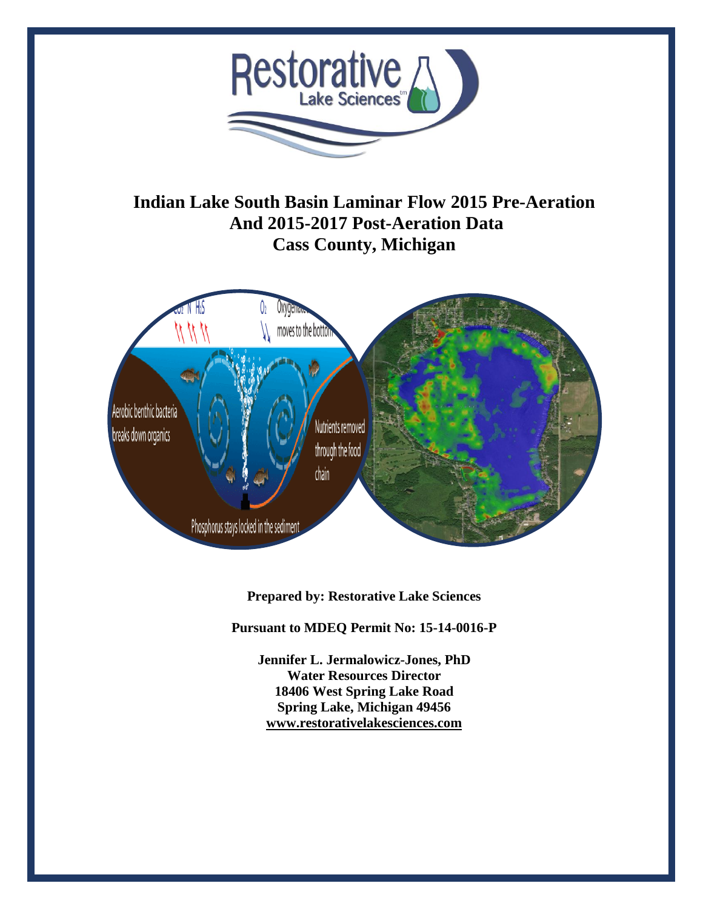# Indian Lake South Basin Laminar Flow 2015 Pre-Aeration And 2015-2017 Post-Aeration Data Cass County, Michigan

**Prepared by: Restorative Lake Sciences**

**Pursuant to MDEQ Permit No: 15-14-0016-P**

**Jennifer L. Jermalowicz-Jones, PhD**
**Water Resources Director**
**18406 West Spring Lake Road**
**Spring Lake, Michigan 49456**
**www.restorativelakesciences.com**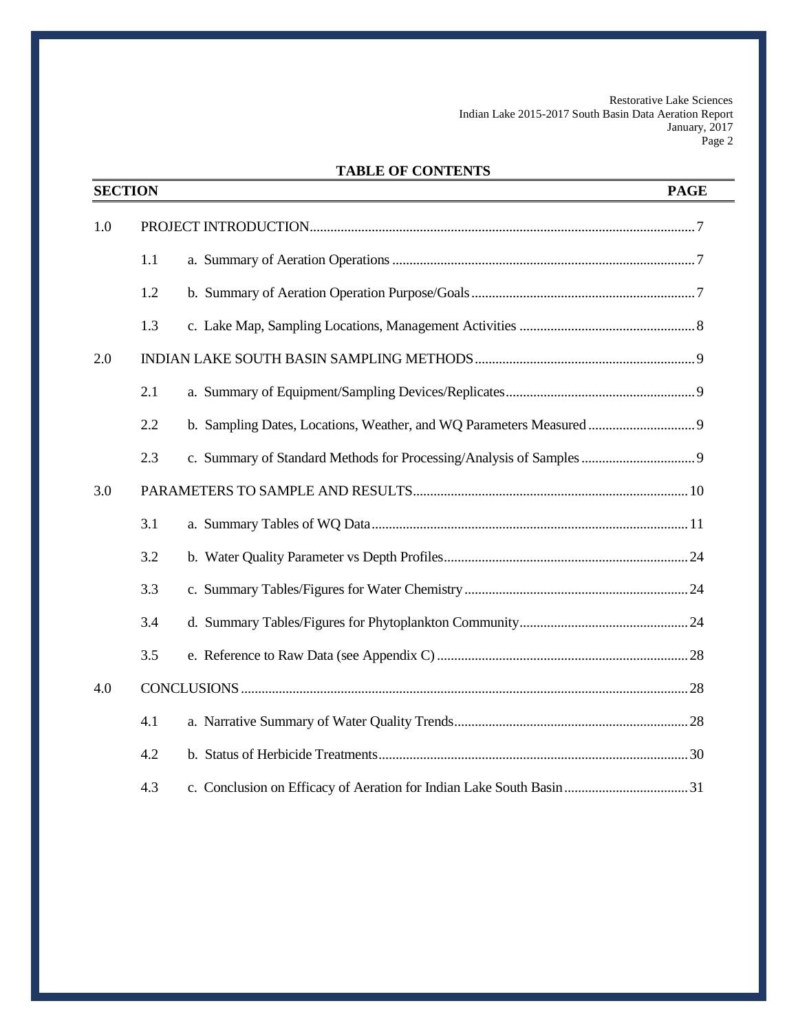## TABLE OF CONTENTS

| SECTION | | | PAGE |
|---|---|---|---|
| 1.0 | PROJECT INTRODUCTION | | 7 |
| | 1.1 | a. Summary of Aeration Operations | 7 |
| | 1.2 | b. Summary of Aeration Operation Purpose/Goals | 7 |
| | 1.3 | c. Lake Map, Sampling Locations, Management Activities | 8 |
| 2.0 | INDIAN LAKE SOUTH BASIN SAMPLING METHODS | | 9 |
| | 2.1 | a. Summary of Equipment/Sampling Devices/Replicates | 9 |
| | 2.2 | b. Sampling Dates, Locations, Weather, and WQ Parameters Measured | 9 |
| | 2.3 | c. Summary of Standard Methods for Processing/Analysis of Samples | 9 |
| 3.0 | PARAMETERS TO SAMPLE AND RESULTS | | 10 |
| | 3.1 | a. Summary Tables of WQ Data | 11 |
| | 3.2 | b. Water Quality Parameter vs Depth Profiles | 24 |
| | 3.3 | c. Summary Tables/Figures for Water Chemistry | 24 |
| | 3.4 | d. Summary Tables/Figures for Phytoplankton Community | 24 |
| | 3.5 | e. Reference to Raw Data (see Appendix C) | 28 |
| 4.0 | CONCLUSIONS | | 28 |
| | 4.1 | a. Narrative Summary of Water Quality Trends | 28 |
| | 4.2 | b. Status of Herbicide Treatments | 30 |
| | 4.3 | c. Conclusion on Efficacy of Aeration for Indian Lake South Basin | 31 |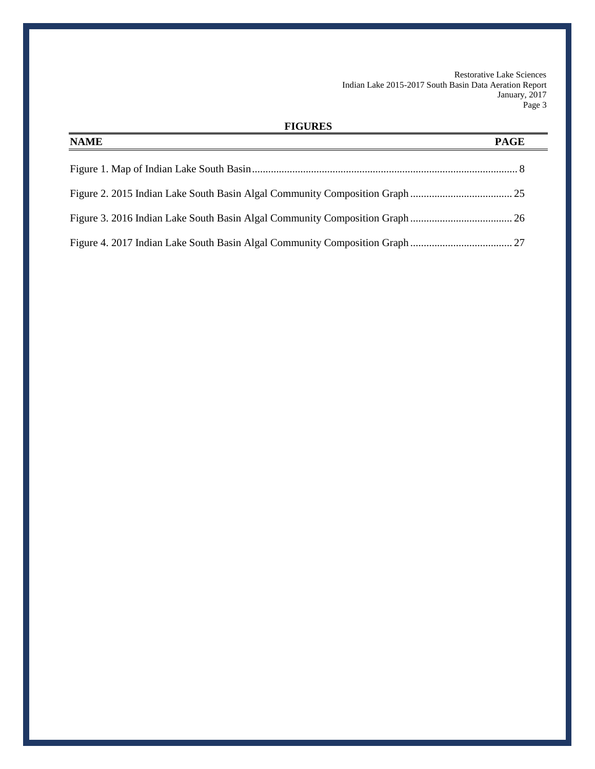## FIGURES

| NAME | PAGE |
|---|---|
| Figure 1. Map of Indian Lake South Basin | 8 |
| Figure 2. 2015 Indian Lake South Basin Algal Community Composition Graph | 25 |
| Figure 3. 2016 Indian Lake South Basin Algal Community Composition Graph | 26 |
| Figure 4. 2017 Indian Lake South Basin Algal Community Composition Graph | 27 |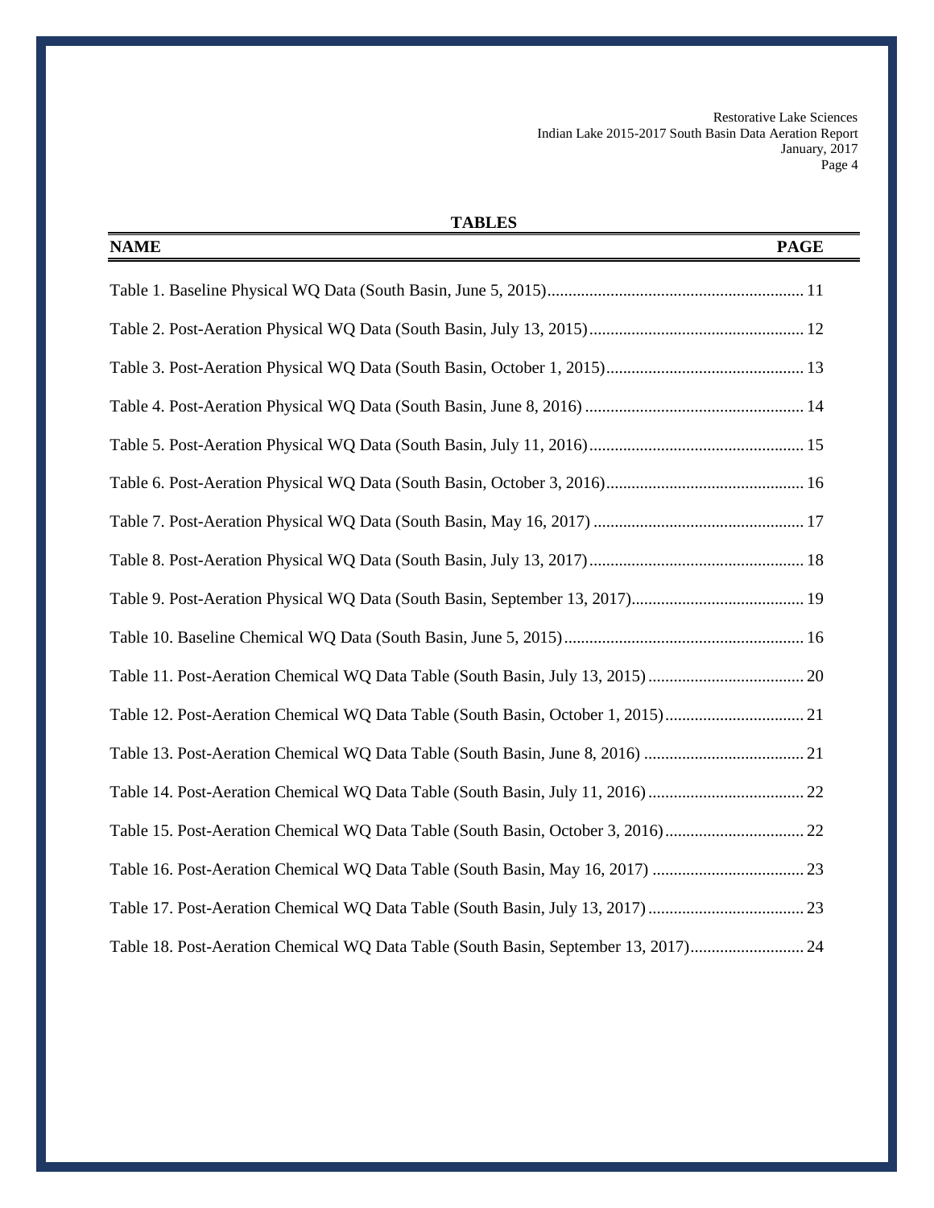## TABLES

| NAME | PAGE |
|---|---|
| Table 1. Baseline Physical WQ Data (South Basin, June 5, 2015) | 11 |
| Table 2. Post-Aeration Physical WQ Data (South Basin, July 13, 2015) | 12 |
| Table 3. Post-Aeration Physical WQ Data (South Basin, October 1, 2015) | 13 |
| Table 4. Post-Aeration Physical WQ Data (South Basin, June 8, 2016) | 14 |
| Table 5. Post-Aeration Physical WQ Data (South Basin, July 11, 2016) | 15 |
| Table 6. Post-Aeration Physical WQ Data (South Basin, October 3, 2016) | 16 |
| Table 7. Post-Aeration Physical WQ Data (South Basin, May 16, 2017) | 17 |
| Table 8. Post-Aeration Physical WQ Data (South Basin, July 13, 2017) | 18 |
| Table 9. Post-Aeration Physical WQ Data (South Basin, September 13, 2017) | 19 |
| Table 10. Baseline Chemical WQ Data (South Basin, June 5, 2015) | 16 |
| Table 11. Post-Aeration Chemical WQ Data Table (South Basin, July 13, 2015) | 20 |
| Table 12. Post-Aeration Chemical WQ Data Table (South Basin, October 1, 2015) | 21 |
| Table 13. Post-Aeration Chemical WQ Data Table (South Basin, June 8, 2016) | 21 |
| Table 14. Post-Aeration Chemical WQ Data Table (South Basin, July 11, 2016) | 22 |
| Table 15. Post-Aeration Chemical WQ Data Table (South Basin, October 3, 2016) | 22 |
| Table 16. Post-Aeration Chemical WQ Data Table (South Basin, May 16, 2017) | 23 |
| Table 17. Post-Aeration Chemical WQ Data Table (South Basin, July 13, 2017) | 23 |
| Table 18. Post-Aeration Chemical WQ Data Table (South Basin, September 13, 2017) | 24 |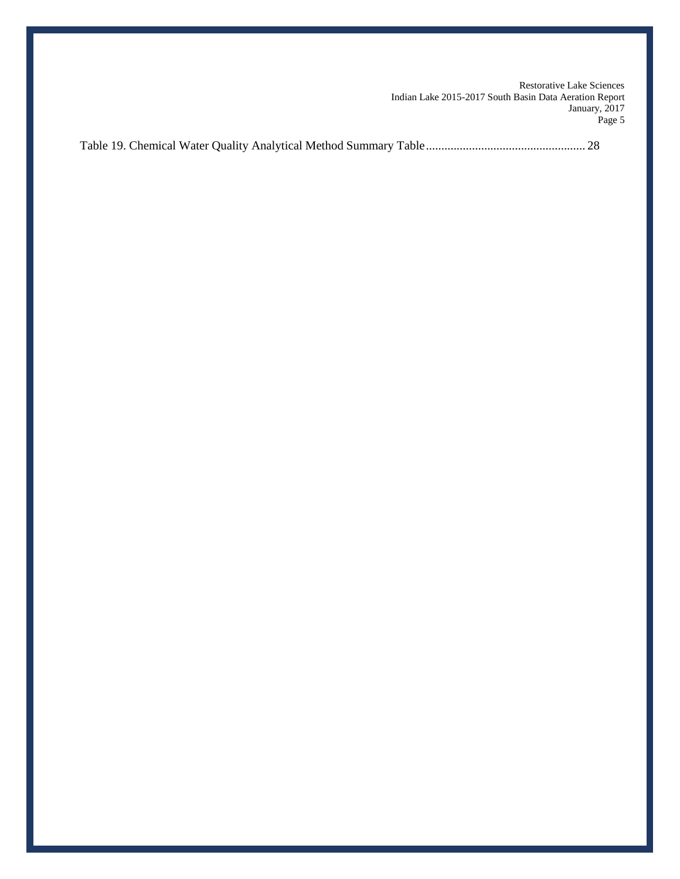Table 19. Chemical Water Quality Analytical Method Summary Table .................................................... 28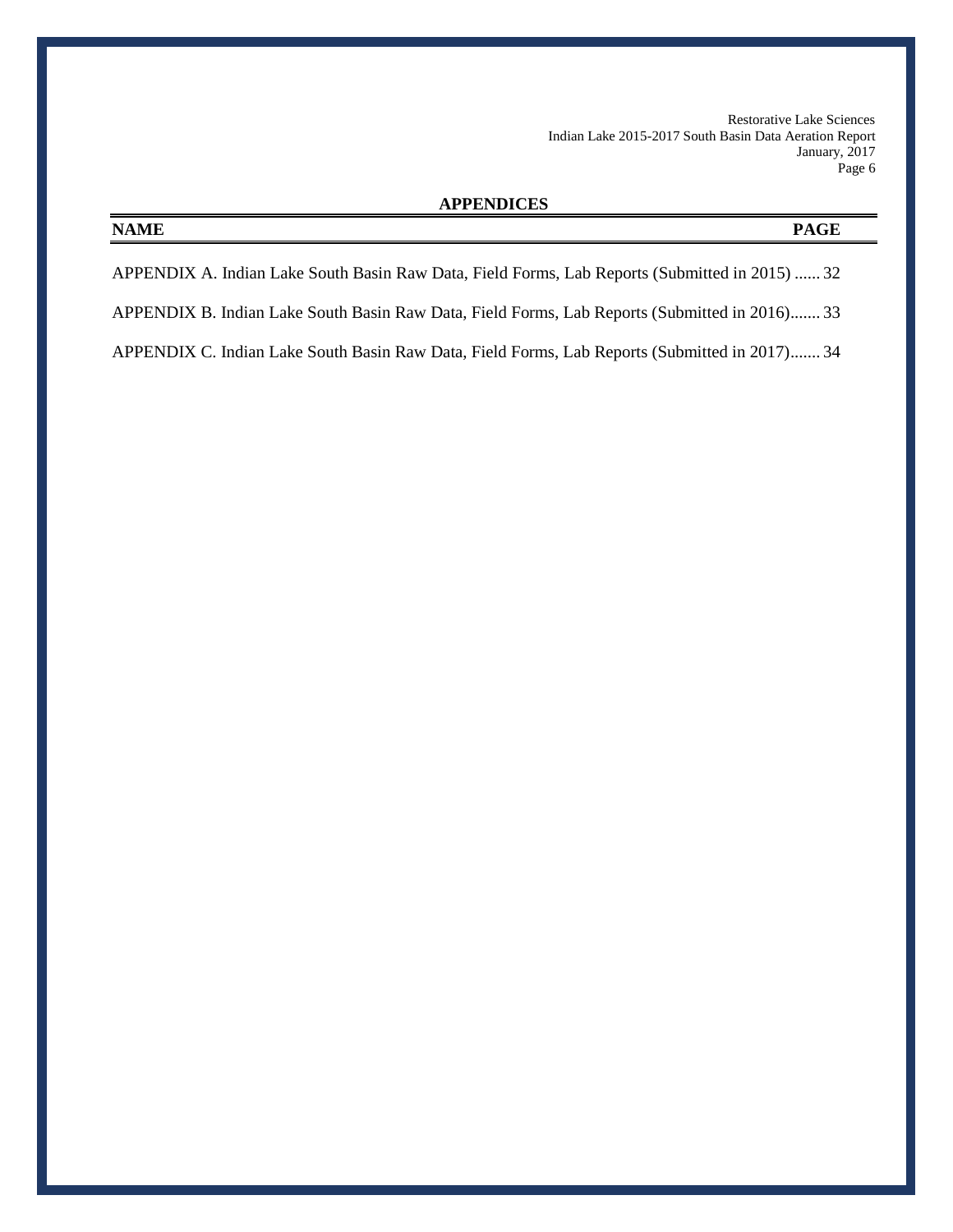## APPENDICES

| NAME | PAGE |
|---|---|
| APPENDIX A. Indian Lake South Basin Raw Data, Field Forms, Lab Reports (Submitted in 2015) | 32 |
| APPENDIX B. Indian Lake South Basin Raw Data, Field Forms, Lab Reports (Submitted in 2016) | 33 |
| APPENDIX C. Indian Lake South Basin Raw Data, Field Forms, Lab Reports (Submitted in 2017) | 34 |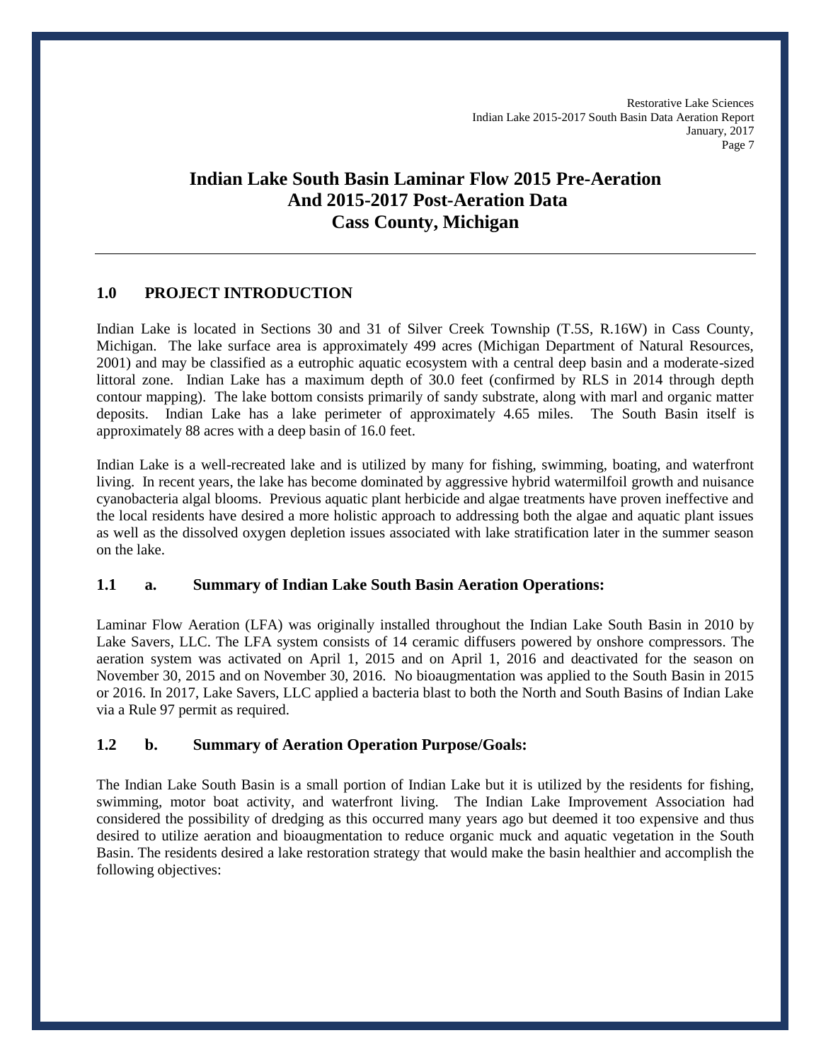# Indian Lake South Basin Laminar Flow 2015 Pre-Aeration And 2015-2017 Post-Aeration Data Cass County, Michigan

## 1.0 PROJECT INTRODUCTION

Indian Lake is located in Sections 30 and 31 of Silver Creek Township (T.5S, R.16W) in Cass County, Michigan. The lake surface area is approximately 499 acres (Michigan Department of Natural Resources, 2001) and may be classified as a eutrophic aquatic ecosystem with a central deep basin and a moderate-sized littoral zone. Indian Lake has a maximum depth of 30.0 feet (confirmed by RLS in 2014 through depth contour mapping). The lake bottom consists primarily of sandy substrate, along with marl and organic matter deposits. Indian Lake has a lake perimeter of approximately 4.65 miles. The South Basin itself is approximately 88 acres with a deep basin of 16.0 feet.

Indian Lake is a well-recreated lake and is utilized by many for fishing, swimming, boating, and waterfront living. In recent years, the lake has become dominated by aggressive hybrid watermilfoil growth and nuisance cyanobacteria algal blooms. Previous aquatic plant herbicide and algae treatments have proven ineffective and the local residents have desired a more holistic approach to addressing both the algae and aquatic plant issues as well as the dissolved oxygen depletion issues associated with lake stratification later in the summer season on the lake.

### 1.1 a. Summary of Indian Lake South Basin Aeration Operations:

Laminar Flow Aeration (LFA) was originally installed throughout the Indian Lake South Basin in 2010 by Lake Savers, LLC. The LFA system consists of 14 ceramic diffusers powered by onshore compressors. The aeration system was activated on April 1, 2015 and on April 1, 2016 and deactivated for the season on November 30, 2015 and on November 30, 2016. No bioaugmentation was applied to the South Basin in 2015 or 2016. In 2017, Lake Savers, LLC applied a bacteria blast to both the North and South Basins of Indian Lake via a Rule 97 permit as required.

### 1.2 b. Summary of Aeration Operation Purpose/Goals:

The Indian Lake South Basin is a small portion of Indian Lake but it is utilized by the residents for fishing, swimming, motor boat activity, and waterfront living. The Indian Lake Improvement Association had considered the possibility of dredging as this occurred many years ago but deemed it too expensive and thus desired to utilize aeration and bioaugmentation to reduce organic muck and aquatic vegetation in the South Basin. The residents desired a lake restoration strategy that would make the basin healthier and accomplish the following objectives: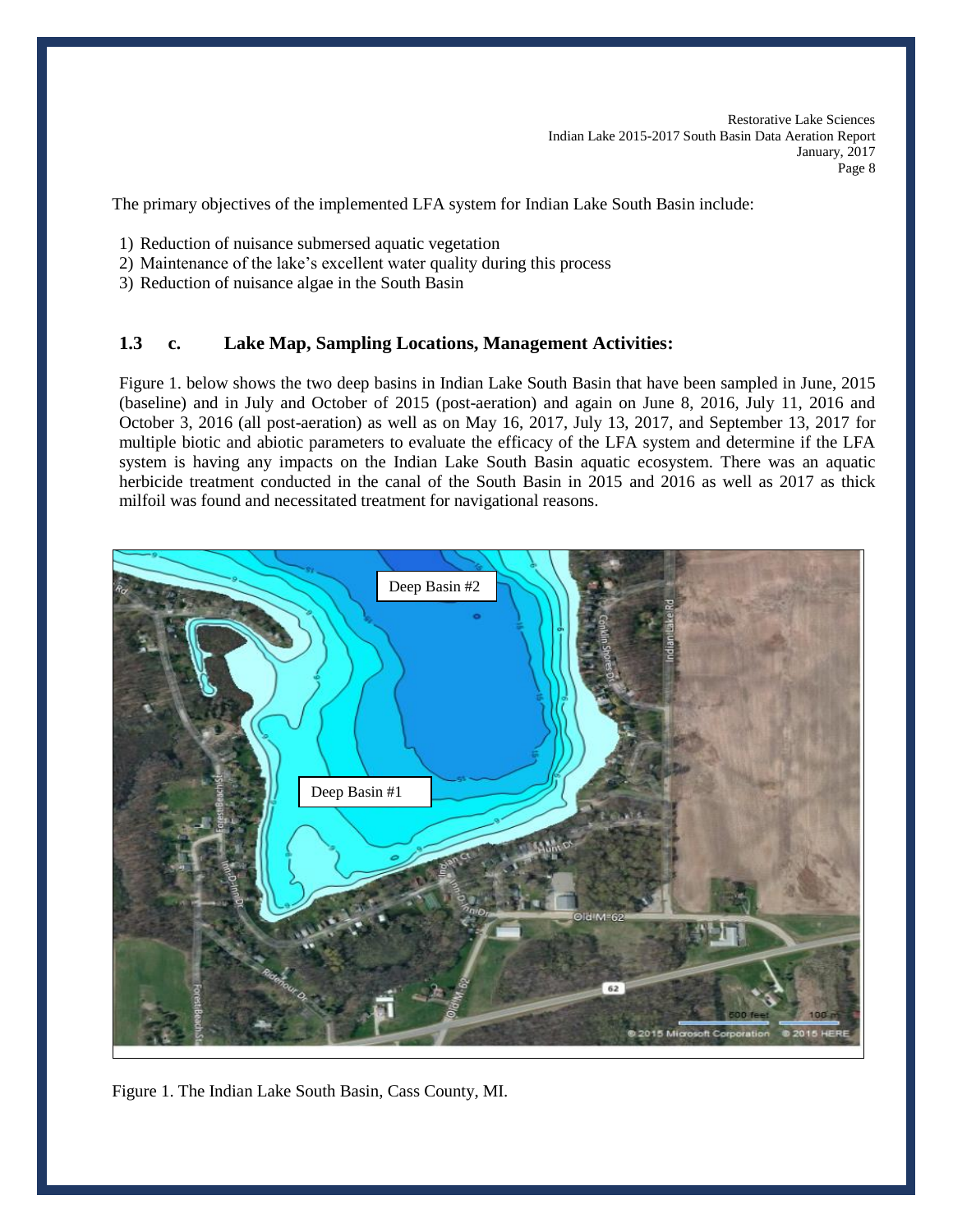The primary objectives of the implemented LFA system for Indian Lake South Basin include:

1) Reduction of nuisance submersed aquatic vegetation
2) Maintenance of the lake's excellent water quality during this process
3) Reduction of nuisance algae in the South Basin

### 1.3 c. Lake Map, Sampling Locations, Management Activities:

Figure 1. below shows the two deep basins in Indian Lake South Basin that have been sampled in June, 2015 (baseline) and in July and October of 2015 (post-aeration) and again on June 8, 2016, July 11, 2016 and October 3, 2016 (all post-aeration) as well as on May 16, 2017, July 13, 2017, and September 13, 2017 for multiple biotic and abiotic parameters to evaluate the efficacy of the LFA system and determine if the LFA system is having any impacts on the Indian Lake South Basin aquatic ecosystem. There was an aquatic herbicide treatment conducted in the canal of the South Basin in 2015 and 2016 as well as 2017 as thick milfoil was found and necessitated treatment for navigational reasons.

Figure 1. The Indian Lake South Basin, Cass County, MI.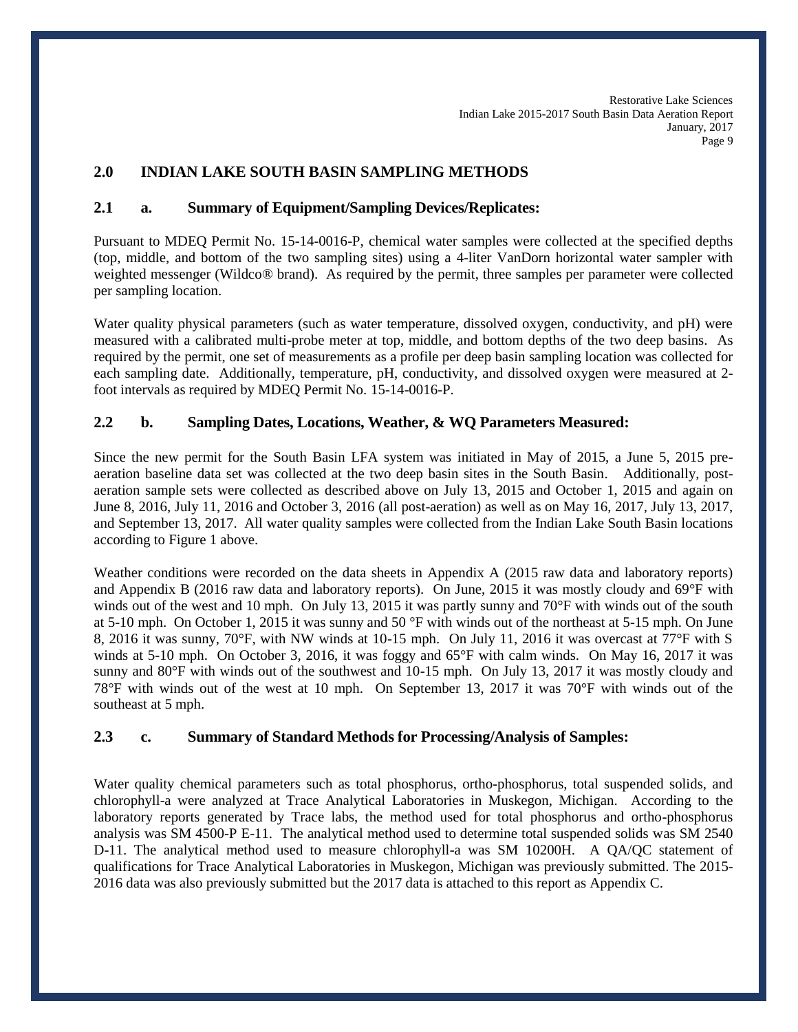## 2.0 INDIAN LAKE SOUTH BASIN SAMPLING METHODS

### 2.1 a. Summary of Equipment/Sampling Devices/Replicates:

Pursuant to MDEQ Permit No. 15-14-0016-P, chemical water samples were collected at the specified depths (top, middle, and bottom of the two sampling sites) using a 4-liter VanDorn horizontal water sampler with weighted messenger (Wildco® brand). As required by the permit, three samples per parameter were collected per sampling location.

Water quality physical parameters (such as water temperature, dissolved oxygen, conductivity, and pH) were measured with a calibrated multi-probe meter at top, middle, and bottom depths of the two deep basins. As required by the permit, one set of measurements as a profile per deep basin sampling location was collected for each sampling date. Additionally, temperature, pH, conductivity, and dissolved oxygen were measured at 2-foot intervals as required by MDEQ Permit No. 15-14-0016-P.

### 2.2 b. Sampling Dates, Locations, Weather, & WQ Parameters Measured:

Since the new permit for the South Basin LFA system was initiated in May of 2015, a June 5, 2015 pre-aeration baseline data set was collected at the two deep basin sites in the South Basin. Additionally, post-aeration sample sets were collected as described above on July 13, 2015 and October 1, 2015 and again on June 8, 2016, July 11, 2016 and October 3, 2016 (all post-aeration) as well as on May 16, 2017, July 13, 2017, and September 13, 2017. All water quality samples were collected from the Indian Lake South Basin locations according to Figure 1 above.

Weather conditions were recorded on the data sheets in Appendix A (2015 raw data and laboratory reports) and Appendix B (2016 raw data and laboratory reports). On June, 2015 it was mostly cloudy and 69°F with winds out of the west and 10 mph. On July 13, 2015 it was partly sunny and 70°F with winds out of the south at 5-10 mph. On October 1, 2015 it was sunny and 50 °F with winds out of the northeast at 5-15 mph. On June 8, 2016 it was sunny, 70°F, with NW winds at 10-15 mph. On July 11, 2016 it was overcast at 77°F with S winds at 5-10 mph. On October 3, 2016, it was foggy and 65°F with calm winds. On May 16, 2017 it was sunny and 80°F with winds out of the southwest and 10-15 mph. On July 13, 2017 it was mostly cloudy and 78°F with winds out of the west at 10 mph. On September 13, 2017 it was 70°F with winds out of the southeast at 5 mph.

### 2.3 c. Summary of Standard Methods for Processing/Analysis of Samples:

Water quality chemical parameters such as total phosphorus, ortho-phosphorus, total suspended solids, and chlorophyll-a were analyzed at Trace Analytical Laboratories in Muskegon, Michigan. According to the laboratory reports generated by Trace labs, the method used for total phosphorus and ortho-phosphorus analysis was SM 4500-P E-11. The analytical method used to determine total suspended solids was SM 2540 D-11. The analytical method used to measure chlorophyll-a was SM 10200H. A QA/QC statement of qualifications for Trace Analytical Laboratories in Muskegon, Michigan was previously submitted. The 2015-2016 data was also previously submitted but the 2017 data is attached to this report as Appendix C.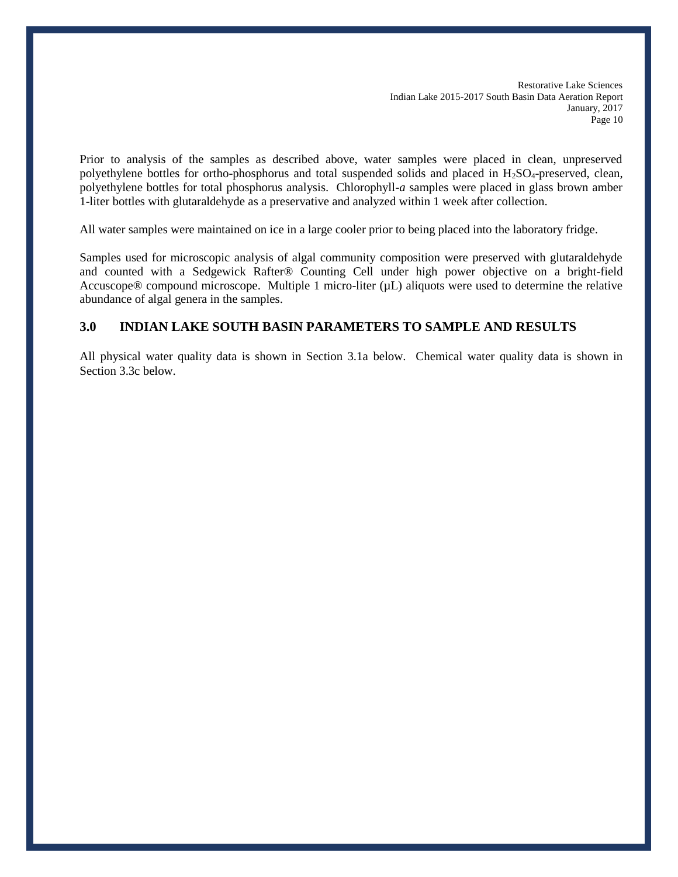Prior to analysis of the samples as described above, water samples were placed in clean, unpreserved polyethylene bottles for ortho-phosphorus and total suspended solids and placed in $H_2SO_4$-preserved, clean, polyethylene bottles for total phosphorus analysis. Chlorophyll-*a* samples were placed in glass brown amber 1-liter bottles with glutaraldehyde as a preservative and analyzed within 1 week after collection.

All water samples were maintained on ice in a large cooler prior to being placed into the laboratory fridge.

Samples used for microscopic analysis of algal community composition were preserved with glutaraldehyde and counted with a Sedgewick Rafter® Counting Cell under high power objective on a bright-field Accuscope® compound microscope. Multiple 1 micro-liter (µL) aliquots were used to determine the relative abundance of algal genera in the samples.

## 3.0 INDIAN LAKE SOUTH BASIN PARAMETERS TO SAMPLE AND RESULTS

All physical water quality data is shown in Section 3.1a below. Chemical water quality data is shown in Section 3.3c below.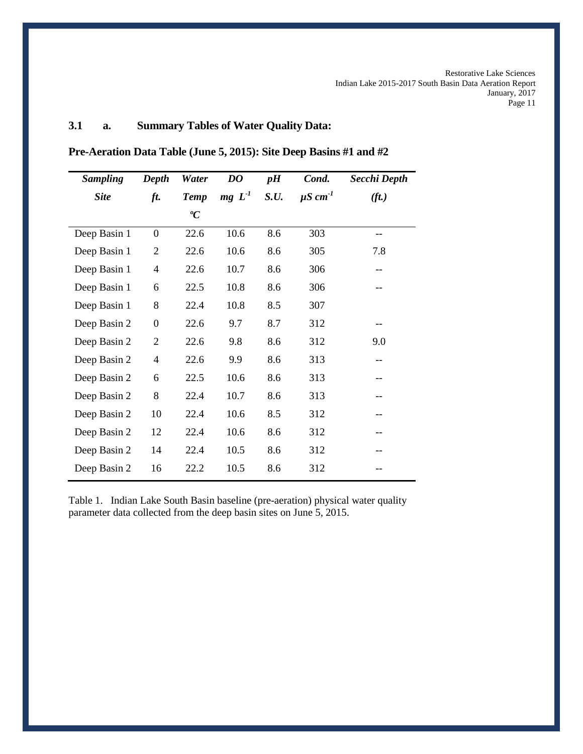### 3.1 a. Summary Tables of Water Quality Data:

**Pre-Aeration Data Table (June 5, 2015): Site Deep Basins #1 and #2**

| *Sampling Site* | *Depth ft.* | *Water Temp °C* | *DO mg $L^{-1}$* | *pH S.U.* | *Cond. µS $cm^{-1}$* | *Secchi Depth (ft.)* |
|---|---|---|---|---|---|---|
| Deep Basin 1 | 0 | 22.6 | 10.6 | 8.6 | 303 | -- |
| Deep Basin 1 | 2 | 22.6 | 10.6 | 8.6 | 305 | 7.8 |
| Deep Basin 1 | 4 | 22.6 | 10.7 | 8.6 | 306 | -- |
| Deep Basin 1 | 6 | 22.5 | 10.8 | 8.6 | 306 | -- |
| Deep Basin 1 | 8 | 22.4 | 10.8 | 8.5 | 307 | |
| Deep Basin 2 | 0 | 22.6 | 9.7 | 8.7 | 312 | -- |
| Deep Basin 2 | 2 | 22.6 | 9.8 | 8.6 | 312 | 9.0 |
| Deep Basin 2 | 4 | 22.6 | 9.9 | 8.6 | 313 | -- |
| Deep Basin 2 | 6 | 22.5 | 10.6 | 8.6 | 313 | -- |
| Deep Basin 2 | 8 | 22.4 | 10.7 | 8.6 | 313 | -- |
| Deep Basin 2 | 10 | 22.4 | 10.6 | 8.5 | 312 | -- |
| Deep Basin 2 | 12 | 22.4 | 10.6 | 8.6 | 312 | -- |
| Deep Basin 2 | 14 | 22.4 | 10.5 | 8.6 | 312 | -- |
| Deep Basin 2 | 16 | 22.2 | 10.5 | 8.6 | 312 | -- |

Table 1. Indian Lake South Basin baseline (pre-aeration) physical water quality parameter data collected from the deep basin sites on June 5, 2015.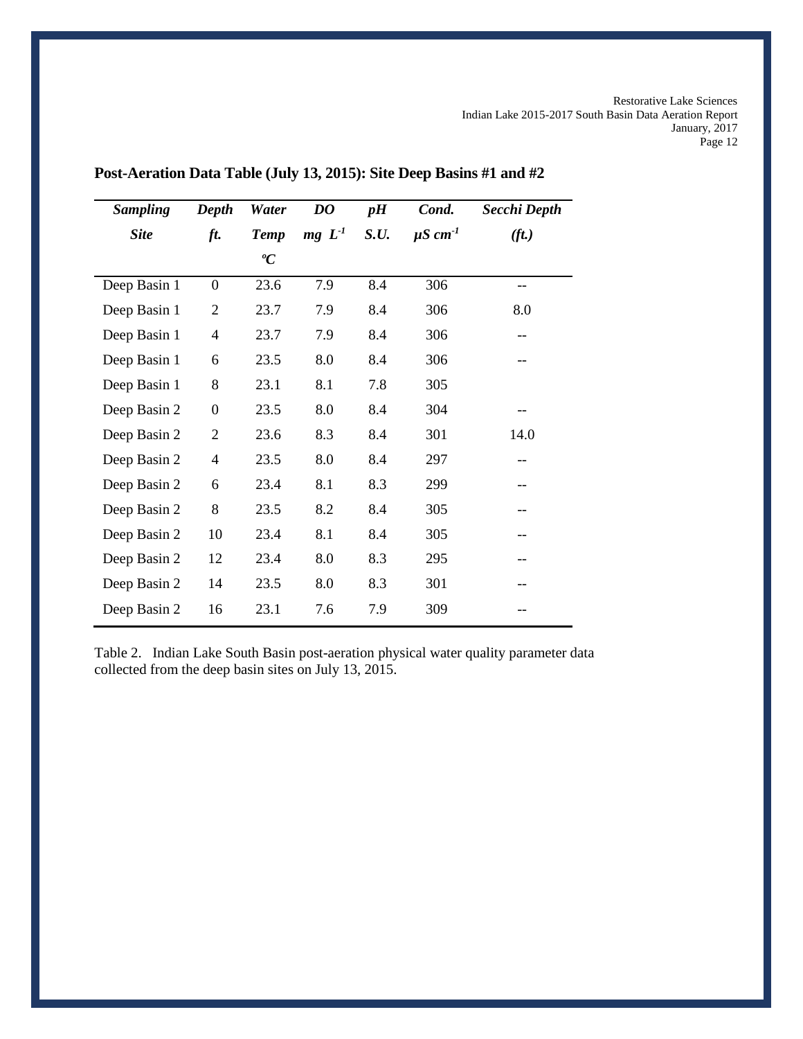## Post-Aeration Data Table (July 13, 2015): Site Deep Basins #1 and #2

| *Sampling Site* | *Depth ft.* | *Water Temp ºC* | *DO mg $L^{-1}$* | *pH S.U.* | *Cond. µS $cm^{-1}$* | *Secchi Depth (ft.)* |
|---|---|---|---|---|---|---|
| Deep Basin 1 | 0 | 23.6 | 7.9 | 8.4 | 306 | -- |
| Deep Basin 1 | 2 | 23.7 | 7.9 | 8.4 | 306 | 8.0 |
| Deep Basin 1 | 4 | 23.7 | 7.9 | 8.4 | 306 | -- |
| Deep Basin 1 | 6 | 23.5 | 8.0 | 8.4 | 306 | -- |
| Deep Basin 1 | 8 | 23.1 | 8.1 | 7.8 | 305 | |
| Deep Basin 2 | 0 | 23.5 | 8.0 | 8.4 | 304 | -- |
| Deep Basin 2 | 2 | 23.6 | 8.3 | 8.4 | 301 | 14.0 |
| Deep Basin 2 | 4 | 23.5 | 8.0 | 8.4 | 297 | -- |
| Deep Basin 2 | 6 | 23.4 | 8.1 | 8.3 | 299 | -- |
| Deep Basin 2 | 8 | 23.5 | 8.2 | 8.4 | 305 | -- |
| Deep Basin 2 | 10 | 23.4 | 8.1 | 8.4 | 305 | -- |
| Deep Basin 2 | 12 | 23.4 | 8.0 | 8.3 | 295 | -- |
| Deep Basin 2 | 14 | 23.5 | 8.0 | 8.3 | 301 | -- |
| Deep Basin 2 | 16 | 23.1 | 7.6 | 7.9 | 309 | -- |

Table 2. Indian Lake South Basin post-aeration physical water quality parameter data collected from the deep basin sites on July 13, 2015.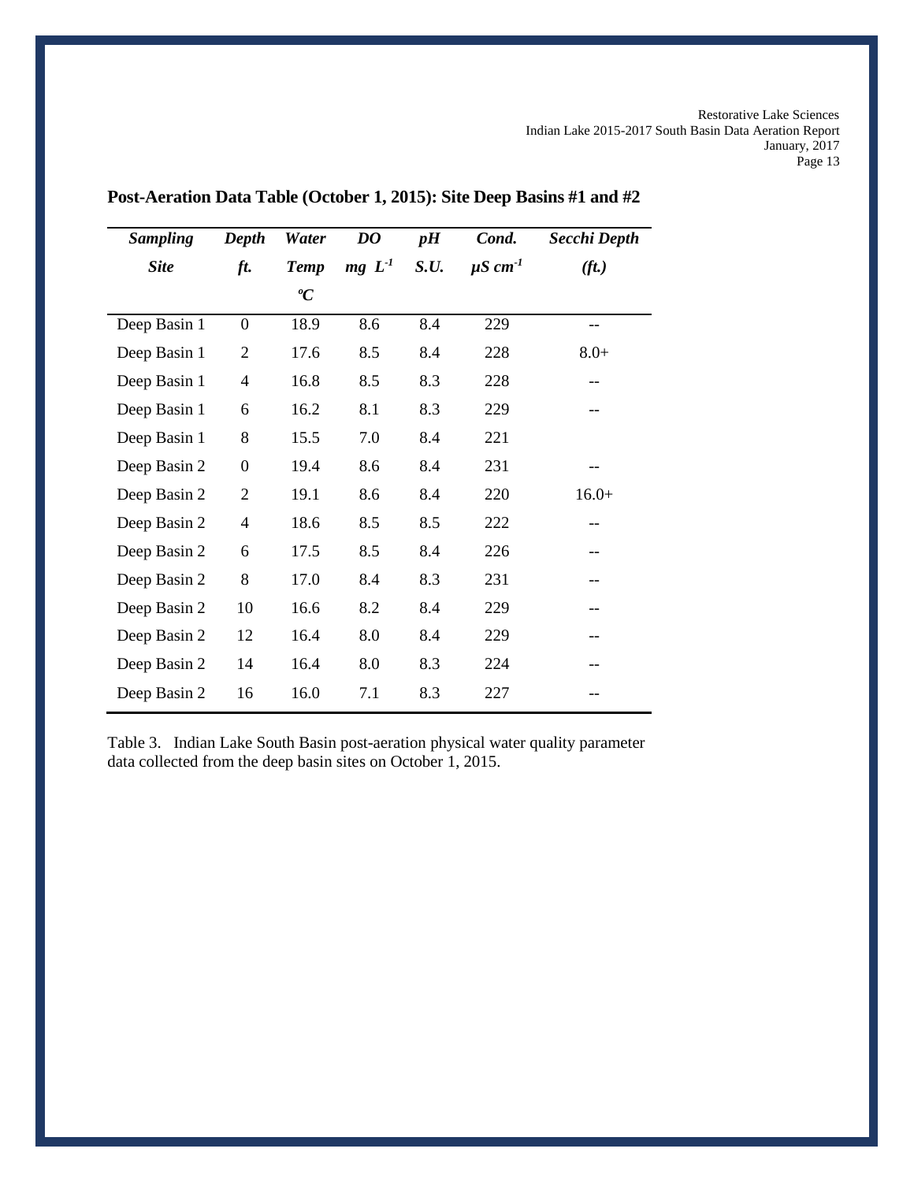**Post-Aeration Data Table (October 1, 2015): Site Deep Basins #1 and #2**

| *Sampling Site* | *Depth ft.* | *Water Temp ºC* | *DO mg $L^{-1}$* | *pH S.U.* | *Cond. µS $cm^{-1}$* | *Secchi Depth (ft.)* |
|---|---|---|---|---|---|---|
| Deep Basin 1 | 0 | 18.9 | 8.6 | 8.4 | 229 | -- |
| Deep Basin 1 | 2 | 17.6 | 8.5 | 8.4 | 228 | 8.0+ |
| Deep Basin 1 | 4 | 16.8 | 8.5 | 8.3 | 228 | -- |
| Deep Basin 1 | 6 | 16.2 | 8.1 | 8.3 | 229 | -- |
| Deep Basin 1 | 8 | 15.5 | 7.0 | 8.4 | 221 | |
| Deep Basin 2 | 0 | 19.4 | 8.6 | 8.4 | 231 | -- |
| Deep Basin 2 | 2 | 19.1 | 8.6 | 8.4 | 220 | 16.0+ |
| Deep Basin 2 | 4 | 18.6 | 8.5 | 8.5 | 222 | -- |
| Deep Basin 2 | 6 | 17.5 | 8.5 | 8.4 | 226 | -- |
| Deep Basin 2 | 8 | 17.0 | 8.4 | 8.3 | 231 | -- |
| Deep Basin 2 | 10 | 16.6 | 8.2 | 8.4 | 229 | -- |
| Deep Basin 2 | 12 | 16.4 | 8.0 | 8.4 | 229 | -- |
| Deep Basin 2 | 14 | 16.4 | 8.0 | 8.3 | 224 | -- |
| Deep Basin 2 | 16 | 16.0 | 7.1 | 8.3 | 227 | -- |

Table 3. Indian Lake South Basin post-aeration physical water quality parameter data collected from the deep basin sites on October 1, 2015.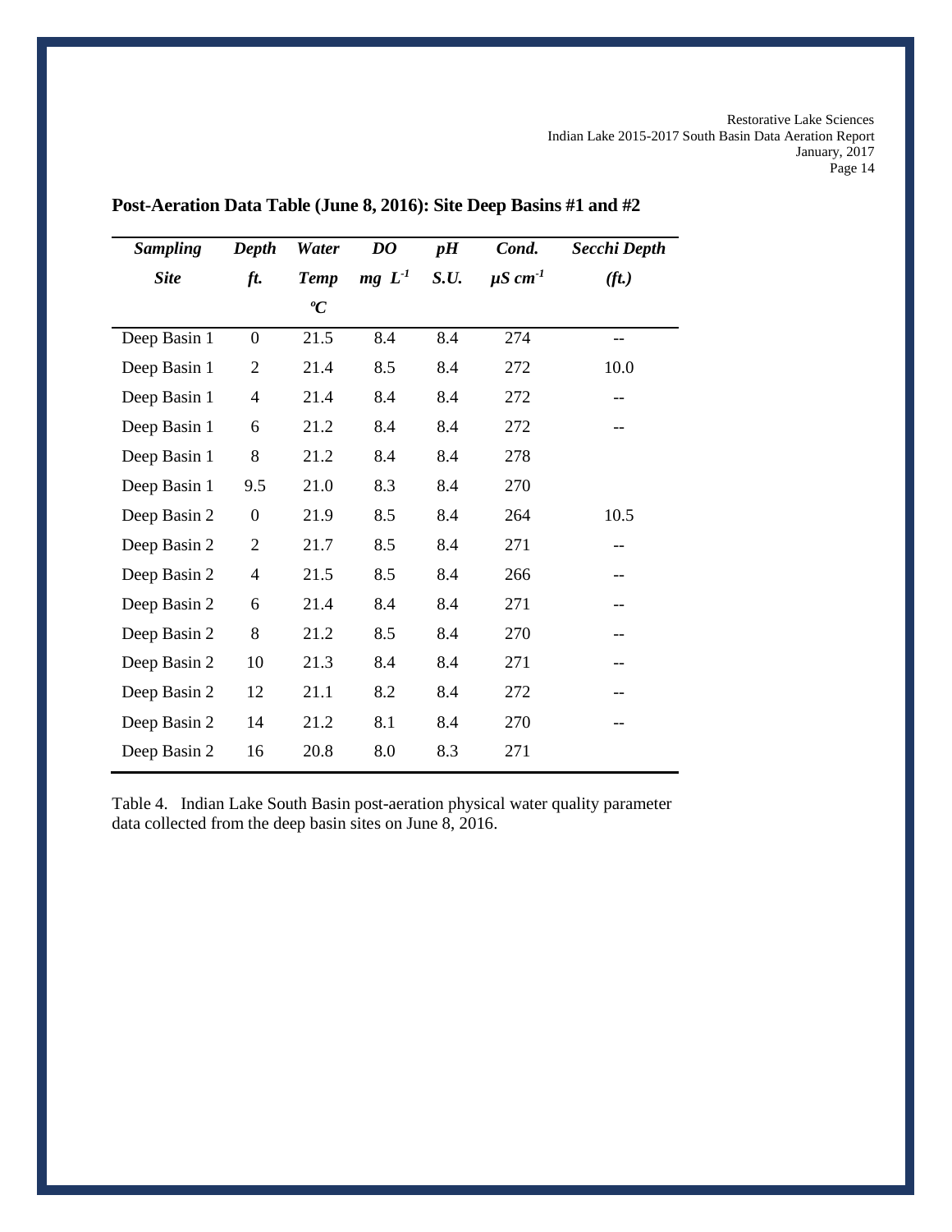## Post-Aeration Data Table (June 8, 2016): Site Deep Basins #1 and #2

| ***Sampling Site*** | ***Depth ft.*** | ***Water Temp ºC*** | ***DO mg $L^{-1}$*** | ***pH S.U.*** | ***Cond. µS $cm^{-1}$*** | ***Secchi Depth (ft.)*** |
|---|---|---|---|---|---|---|
| Deep Basin 1 | 0 | 21.5 | 8.4 | 8.4 | 274 | -- |
| Deep Basin 1 | 2 | 21.4 | 8.5 | 8.4 | 272 | 10.0 |
| Deep Basin 1 | 4 | 21.4 | 8.4 | 8.4 | 272 | -- |
| Deep Basin 1 | 6 | 21.2 | 8.4 | 8.4 | 272 | -- |
| Deep Basin 1 | 8 | 21.2 | 8.4 | 8.4 | 278 | |
| Deep Basin 1 | 9.5 | 21.0 | 8.3 | 8.4 | 270 | |
| Deep Basin 2 | 0 | 21.9 | 8.5 | 8.4 | 264 | 10.5 |
| Deep Basin 2 | 2 | 21.7 | 8.5 | 8.4 | 271 | -- |
| Deep Basin 2 | 4 | 21.5 | 8.5 | 8.4 | 266 | -- |
| Deep Basin 2 | 6 | 21.4 | 8.4 | 8.4 | 271 | -- |
| Deep Basin 2 | 8 | 21.2 | 8.5 | 8.4 | 270 | -- |
| Deep Basin 2 | 10 | 21.3 | 8.4 | 8.4 | 271 | -- |
| Deep Basin 2 | 12 | 21.1 | 8.2 | 8.4 | 272 | -- |
| Deep Basin 2 | 14 | 21.2 | 8.1 | 8.4 | 270 | -- |
| Deep Basin 2 | 16 | 20.8 | 8.0 | 8.3 | 271 | |

Table 4. Indian Lake South Basin post-aeration physical water quality parameter data collected from the deep basin sites on June 8, 2016.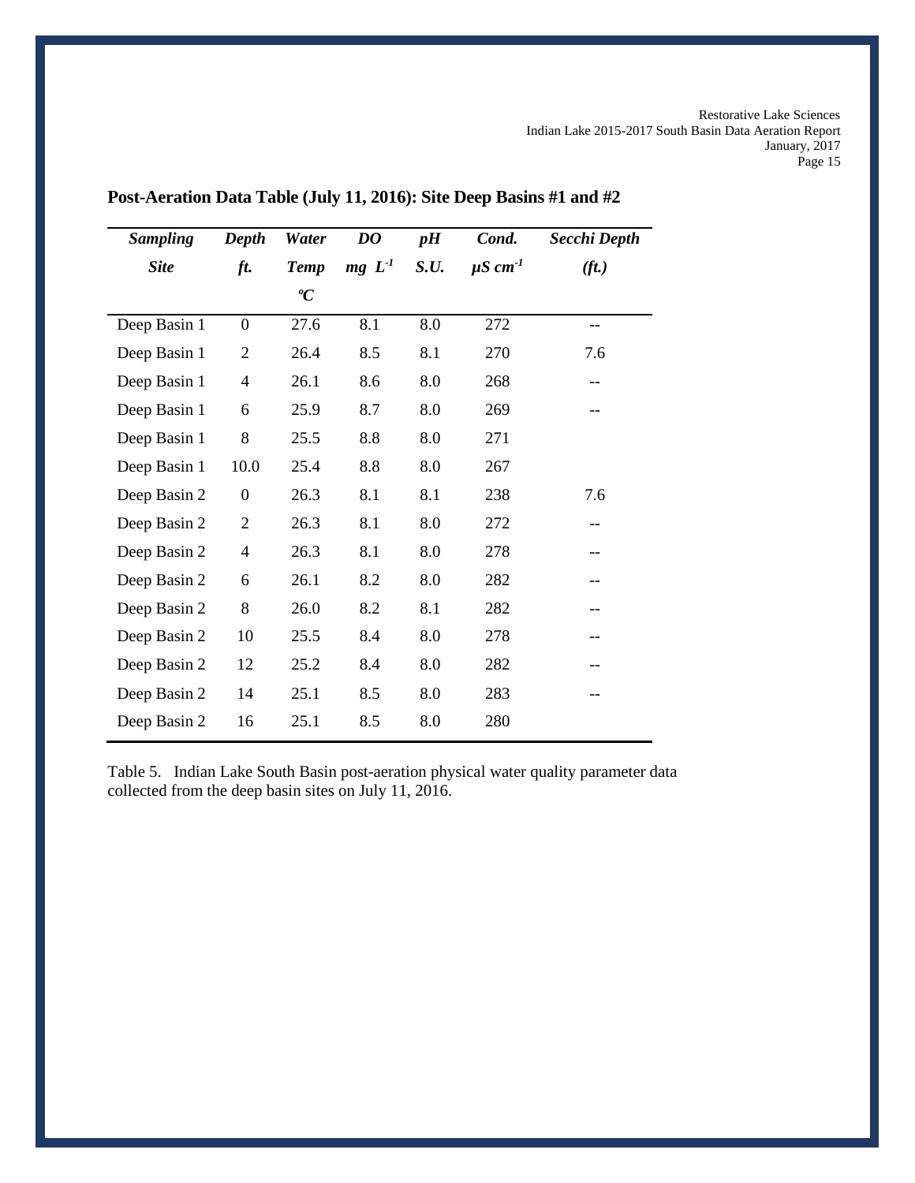**Post-Aeration Data Table (July 11, 2016): Site Deep Basins #1 and #2**

| *Sampling Site* | *Depth ft.* | *Water Temp ºC* | *DO mg $L^{-1}$* | *pH S.U.* | *Cond. µS $cm^{-1}$* | *Secchi Depth (ft.)* |
|---|---|---|---|---|---|---|
| Deep Basin 1 | 0 | 27.6 | 8.1 | 8.0 | 272 | -- |
| Deep Basin 1 | 2 | 26.4 | 8.5 | 8.1 | 270 | 7.6 |
| Deep Basin 1 | 4 | 26.1 | 8.6 | 8.0 | 268 | -- |
| Deep Basin 1 | 6 | 25.9 | 8.7 | 8.0 | 269 | -- |
| Deep Basin 1 | 8 | 25.5 | 8.8 | 8.0 | 271 | |
| Deep Basin 1 | 10.0 | 25.4 | 8.8 | 8.0 | 267 | |
| Deep Basin 2 | 0 | 26.3 | 8.1 | 8.1 | 238 | 7.6 |
| Deep Basin 2 | 2 | 26.3 | 8.1 | 8.0 | 272 | -- |
| Deep Basin 2 | 4 | 26.3 | 8.1 | 8.0 | 278 | -- |
| Deep Basin 2 | 6 | 26.1 | 8.2 | 8.0 | 282 | -- |
| Deep Basin 2 | 8 | 26.0 | 8.2 | 8.1 | 282 | -- |
| Deep Basin 2 | 10 | 25.5 | 8.4 | 8.0 | 278 | -- |
| Deep Basin 2 | 12 | 25.2 | 8.4 | 8.0 | 282 | -- |
| Deep Basin 2 | 14 | 25.1 | 8.5 | 8.0 | 283 | -- |
| Deep Basin 2 | 16 | 25.1 | 8.5 | 8.0 | 280 | |

Table 5. Indian Lake South Basin post-aeration physical water quality parameter data collected from the deep basin sites on July 11, 2016.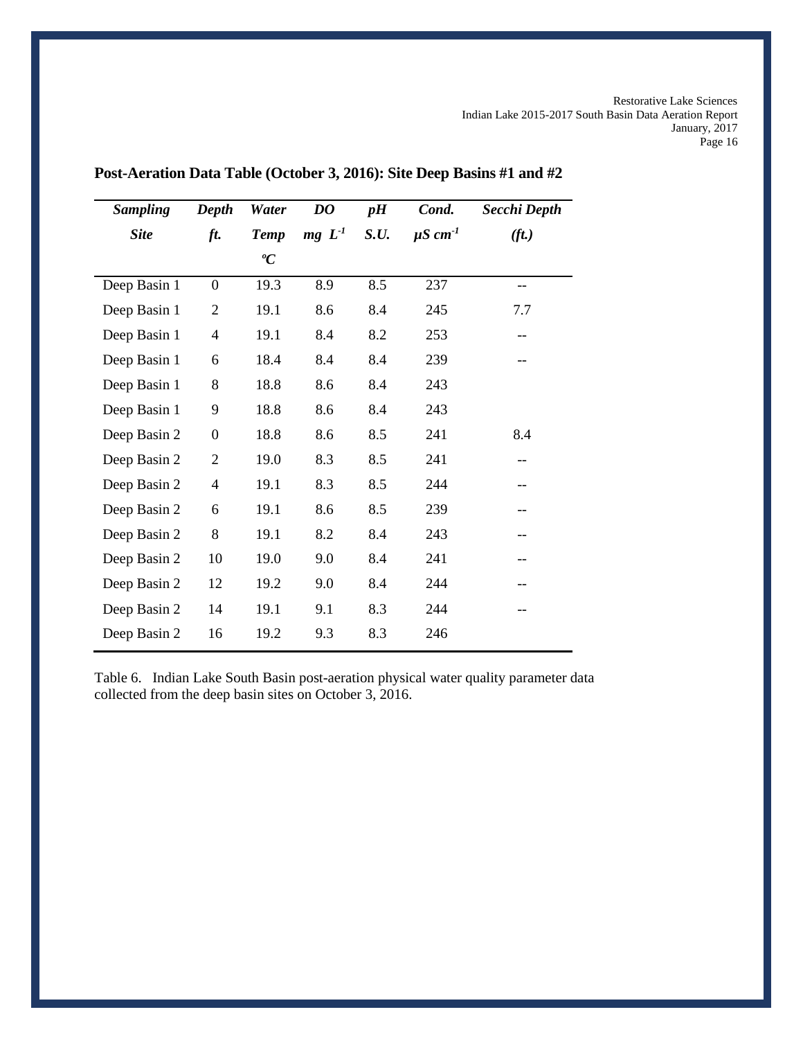## Post-Aeration Data Table (October 3, 2016): Site Deep Basins #1 and #2

| *Sampling Site* | *Depth ft.* | *Water Temp °C* | *DO mg $L^{-1}$* | *pH S.U.* | *Cond. µS $cm^{-1}$* | *Secchi Depth (ft.)* |
|---|---|---|---|---|---|---|
| Deep Basin 1 | 0 | 19.3 | 8.9 | 8.5 | 237 | -- |
| Deep Basin 1 | 2 | 19.1 | 8.6 | 8.4 | 245 | 7.7 |
| Deep Basin 1 | 4 | 19.1 | 8.4 | 8.2 | 253 | -- |
| Deep Basin 1 | 6 | 18.4 | 8.4 | 8.4 | 239 | -- |
| Deep Basin 1 | 8 | 18.8 | 8.6 | 8.4 | 243 | |
| Deep Basin 1 | 9 | 18.8 | 8.6 | 8.4 | 243 | |
| Deep Basin 2 | 0 | 18.8 | 8.6 | 8.5 | 241 | 8.4 |
| Deep Basin 2 | 2 | 19.0 | 8.3 | 8.5 | 241 | -- |
| Deep Basin 2 | 4 | 19.1 | 8.3 | 8.5 | 244 | -- |
| Deep Basin 2 | 6 | 19.1 | 8.6 | 8.5 | 239 | -- |
| Deep Basin 2 | 8 | 19.1 | 8.2 | 8.4 | 243 | -- |
| Deep Basin 2 | 10 | 19.0 | 9.0 | 8.4 | 241 | -- |
| Deep Basin 2 | 12 | 19.2 | 9.0 | 8.4 | 244 | -- |
| Deep Basin 2 | 14 | 19.1 | 9.1 | 8.3 | 244 | -- |
| Deep Basin 2 | 16 | 19.2 | 9.3 | 8.3 | 246 | |

Table 6. Indian Lake South Basin post-aeration physical water quality parameter data collected from the deep basin sites on October 3, 2016.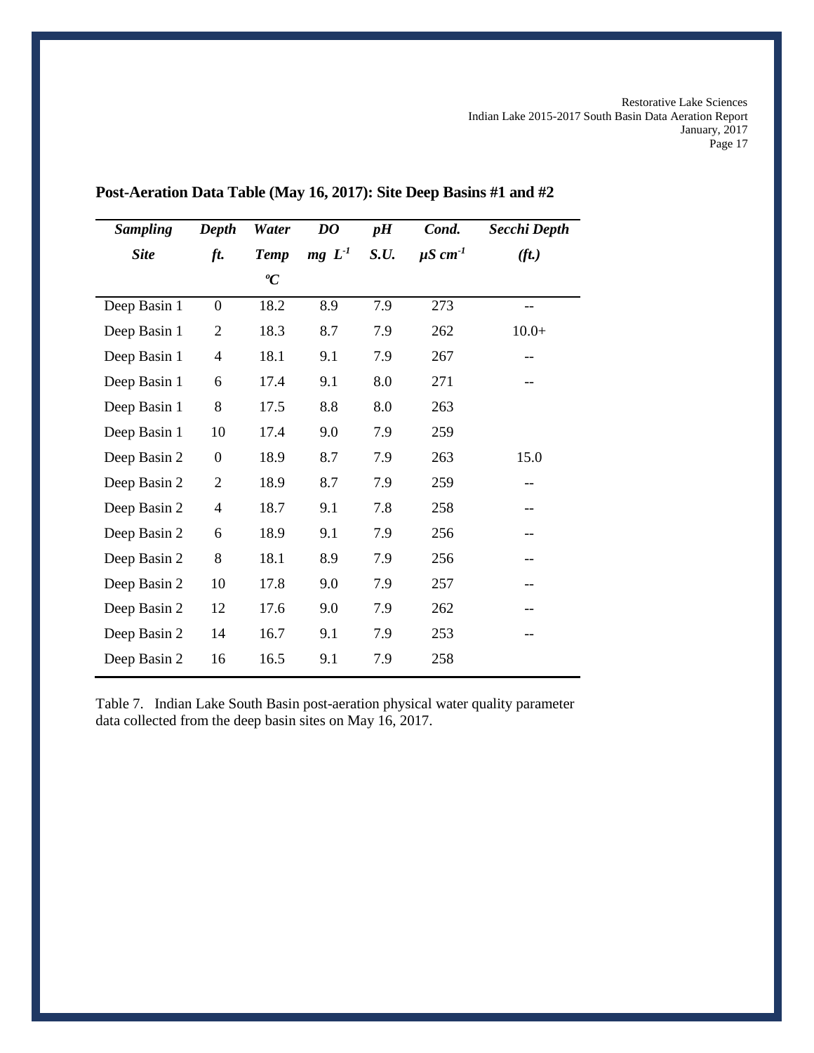## Post-Aeration Data Table (May 16, 2017): Site Deep Basins #1 and #2

| *Sampling Site* | *Depth ft.* | *Water Temp °C* | *DO mg $L^{-1}$* | *pH S.U.* | *Cond. µS $cm^{-1}$* | *Secchi Depth (ft.)* |
|---|---|---|---|---|---|---|
| Deep Basin 1 | 0 | 18.2 | 8.9 | 7.9 | 273 | -- |
| Deep Basin 1 | 2 | 18.3 | 8.7 | 7.9 | 262 | 10.0+ |
| Deep Basin 1 | 4 | 18.1 | 9.1 | 7.9 | 267 | -- |
| Deep Basin 1 | 6 | 17.4 | 9.1 | 8.0 | 271 | -- |
| Deep Basin 1 | 8 | 17.5 | 8.8 | 8.0 | 263 | |
| Deep Basin 1 | 10 | 17.4 | 9.0 | 7.9 | 259 | |
| Deep Basin 2 | 0 | 18.9 | 8.7 | 7.9 | 263 | 15.0 |
| Deep Basin 2 | 2 | 18.9 | 8.7 | 7.9 | 259 | -- |
| Deep Basin 2 | 4 | 18.7 | 9.1 | 7.8 | 258 | -- |
| Deep Basin 2 | 6 | 18.9 | 9.1 | 7.9 | 256 | -- |
| Deep Basin 2 | 8 | 18.1 | 8.9 | 7.9 | 256 | -- |
| Deep Basin 2 | 10 | 17.8 | 9.0 | 7.9 | 257 | -- |
| Deep Basin 2 | 12 | 17.6 | 9.0 | 7.9 | 262 | -- |
| Deep Basin 2 | 14 | 16.7 | 9.1 | 7.9 | 253 | -- |
| Deep Basin 2 | 16 | 16.5 | 9.1 | 7.9 | 258 | |

Table 7. Indian Lake South Basin post-aeration physical water quality parameter data collected from the deep basin sites on May 16, 2017.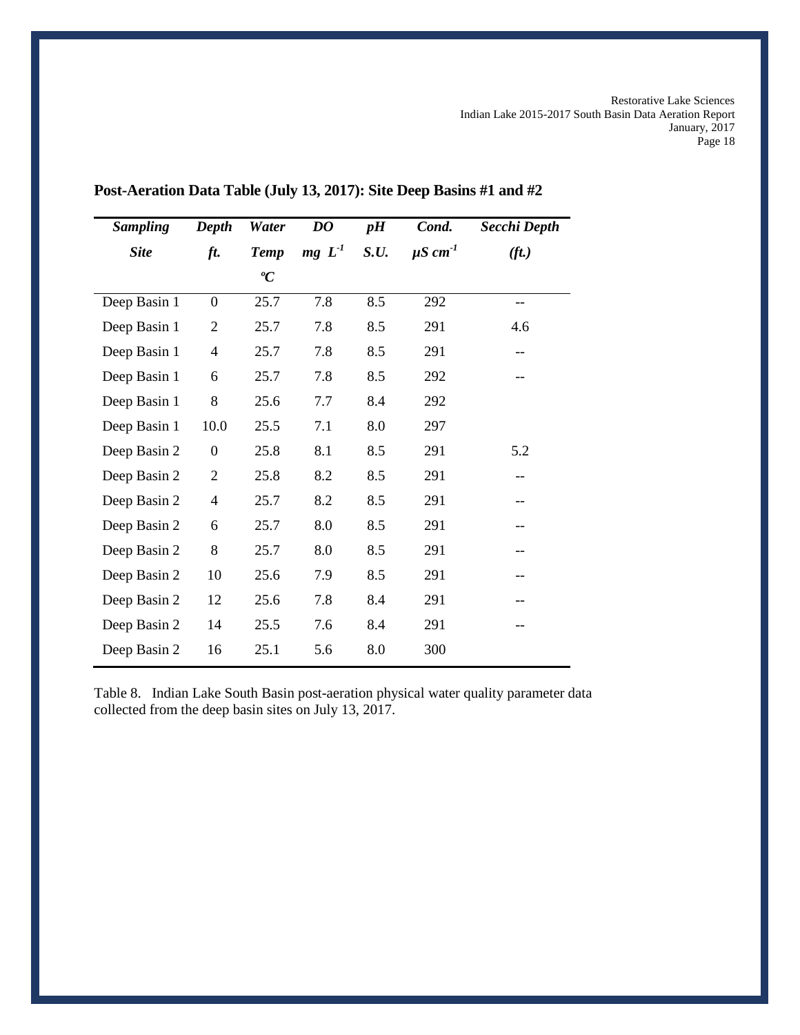**Post-Aeration Data Table (July 13, 2017): Site Deep Basins #1 and #2**

| *Sampling Site* | *Depth ft.* | *Water Temp °C* | *DO mg $L^{-1}$* | *pH S.U.* | *Cond. µS $cm^{-1}$* | *Secchi Depth (ft.)* |
|---|---|---|---|---|---|---|
| Deep Basin 1 | 0 | 25.7 | 7.8 | 8.5 | 292 | -- |
| Deep Basin 1 | 2 | 25.7 | 7.8 | 8.5 | 291 | 4.6 |
| Deep Basin 1 | 4 | 25.7 | 7.8 | 8.5 | 291 | -- |
| Deep Basin 1 | 6 | 25.7 | 7.8 | 8.5 | 292 | -- |
| Deep Basin 1 | 8 | 25.6 | 7.7 | 8.4 | 292 | |
| Deep Basin 1 | 10.0 | 25.5 | 7.1 | 8.0 | 297 | |
| Deep Basin 2 | 0 | 25.8 | 8.1 | 8.5 | 291 | 5.2 |
| Deep Basin 2 | 2 | 25.8 | 8.2 | 8.5 | 291 | -- |
| Deep Basin 2 | 4 | 25.7 | 8.2 | 8.5 | 291 | -- |
| Deep Basin 2 | 6 | 25.7 | 8.0 | 8.5 | 291 | -- |
| Deep Basin 2 | 8 | 25.7 | 8.0 | 8.5 | 291 | -- |
| Deep Basin 2 | 10 | 25.6 | 7.9 | 8.5 | 291 | -- |
| Deep Basin 2 | 12 | 25.6 | 7.8 | 8.4 | 291 | -- |
| Deep Basin 2 | 14 | 25.5 | 7.6 | 8.4 | 291 | -- |
| Deep Basin 2 | 16 | 25.1 | 5.6 | 8.0 | 300 | |

Table 8. Indian Lake South Basin post-aeration physical water quality parameter data collected from the deep basin sites on July 13, 2017.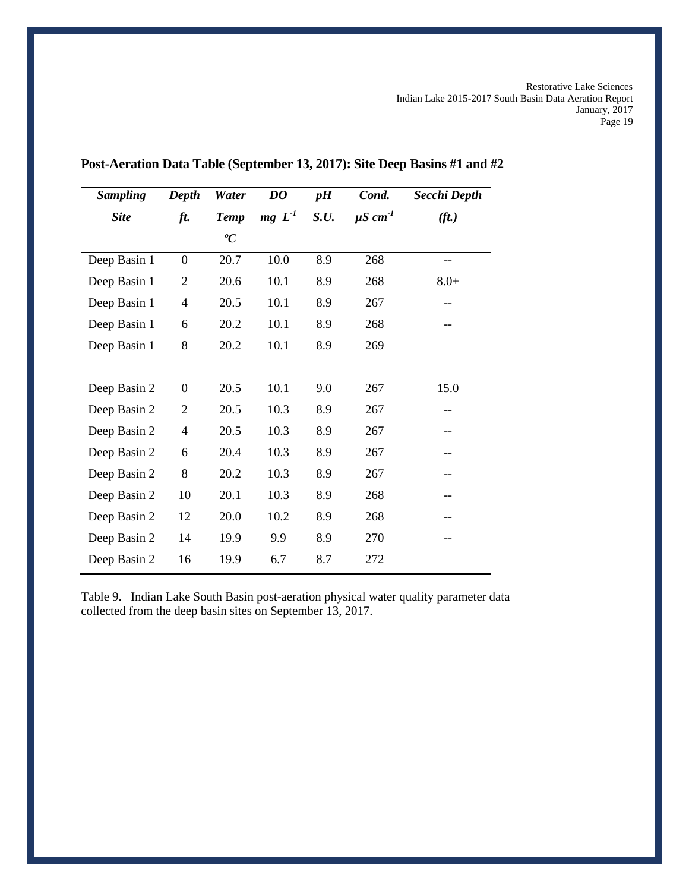## Post-Aeration Data Table (September 13, 2017): Site Deep Basins #1 and #2

| *Sampling Site* | *Depth ft.* | *Water Temp °C* | *DO mg $L^{-1}$* | *pH S.U.* | *Cond. µS $cm^{-1}$* | *Secchi Depth (ft.)* |
|---|---|---|---|---|---|---|
| Deep Basin 1 | 0 | 20.7 | 10.0 | 8.9 | 268 | -- |
| Deep Basin 1 | 2 | 20.6 | 10.1 | 8.9 | 268 | 8.0+ |
| Deep Basin 1 | 4 | 20.5 | 10.1 | 8.9 | 267 | -- |
| Deep Basin 1 | 6 | 20.2 | 10.1 | 8.9 | 268 | -- |
| Deep Basin 1 | 8 | 20.2 | 10.1 | 8.9 | 269 | |
| | | | | | | |
| Deep Basin 2 | 0 | 20.5 | 10.1 | 9.0 | 267 | 15.0 |
| Deep Basin 2 | 2 | 20.5 | 10.3 | 8.9 | 267 | -- |
| Deep Basin 2 | 4 | 20.5 | 10.3 | 8.9 | 267 | -- |
| Deep Basin 2 | 6 | 20.4 | 10.3 | 8.9 | 267 | -- |
| Deep Basin 2 | 8 | 20.2 | 10.3 | 8.9 | 267 | -- |
| Deep Basin 2 | 10 | 20.1 | 10.3 | 8.9 | 268 | -- |
| Deep Basin 2 | 12 | 20.0 | 10.2 | 8.9 | 268 | -- |
| Deep Basin 2 | 14 | 19.9 | 9.9 | 8.9 | 270 | -- |
| Deep Basin 2 | 16 | 19.9 | 6.7 | 8.7 | 272 | |

Table 9. Indian Lake South Basin post-aeration physical water quality parameter data collected from the deep basin sites on September 13, 2017.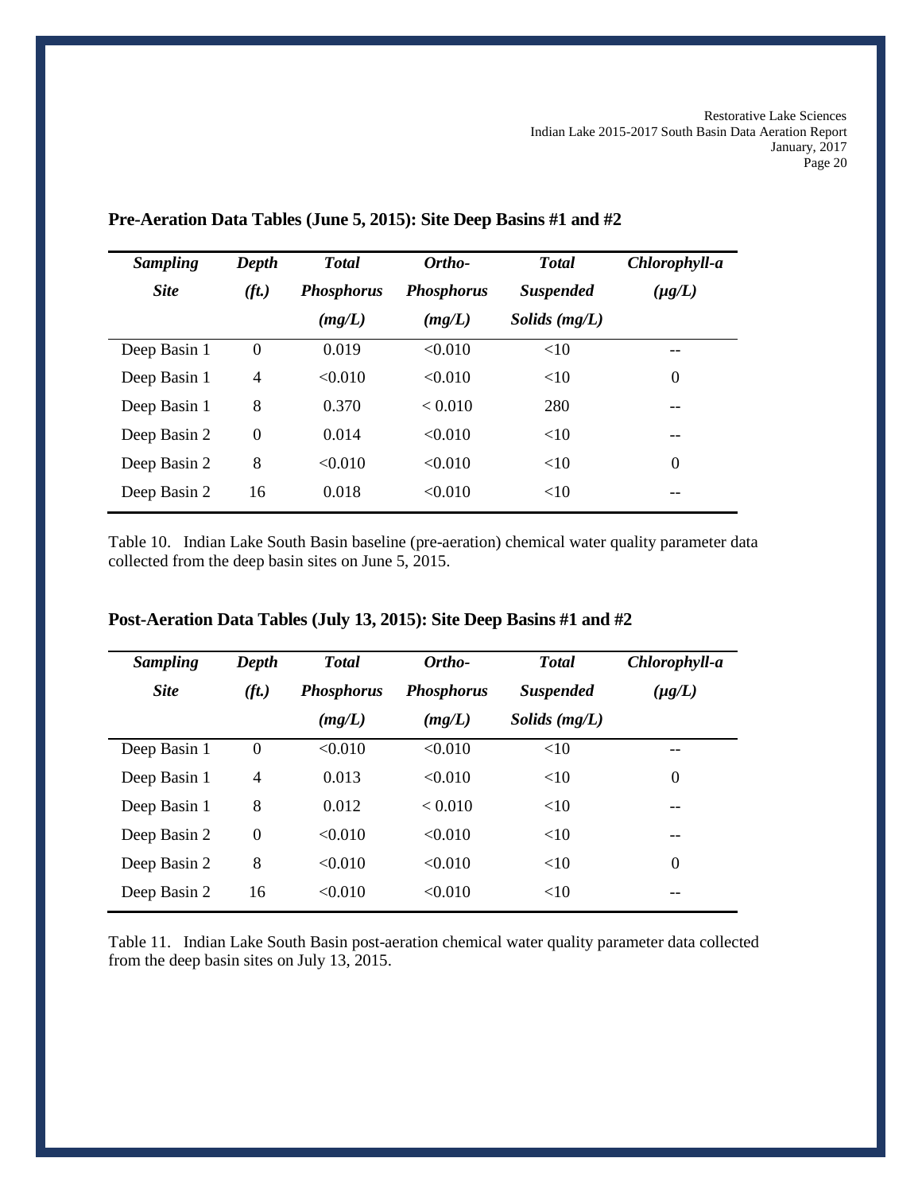**Pre-Aeration Data Tables (June 5, 2015): Site Deep Basins #1 and #2**

| *Sampling Site* | *Depth (ft.)* | *Total Phosphorus (mg/L)* | *Ortho-Phosphorus (mg/L)* | *Total Suspended Solids (mg/L)* | *Chlorophyll-a (μg/L)* |
|---|---|---|---|---|---|
| Deep Basin 1 | 0 | 0.019 | <0.010 | <10 | -- |
| Deep Basin 1 | 4 | <0.010 | <0.010 | <10 | 0 |
| Deep Basin 1 | 8 | 0.370 | < 0.010 | 280 | -- |
| Deep Basin 2 | 0 | 0.014 | <0.010 | <10 | -- |
| Deep Basin 2 | 8 | <0.010 | <0.010 | <10 | 0 |
| Deep Basin 2 | 16 | 0.018 | <0.010 | <10 | -- |

Table 10. Indian Lake South Basin baseline (pre-aeration) chemical water quality parameter data collected from the deep basin sites on June 5, 2015.

**Post-Aeration Data Tables (July 13, 2015): Site Deep Basins #1 and #2**

| *Sampling Site* | *Depth (ft.)* | *Total Phosphorus (mg/L)* | *Ortho-Phosphorus (mg/L)* | *Total Suspended Solids (mg/L)* | *Chlorophyll-a (μg/L)* |
|---|---|---|---|---|---|
| Deep Basin 1 | 0 | <0.010 | <0.010 | <10 | -- |
| Deep Basin 1 | 4 | 0.013 | <0.010 | <10 | 0 |
| Deep Basin 1 | 8 | 0.012 | < 0.010 | <10 | -- |
| Deep Basin 2 | 0 | <0.010 | <0.010 | <10 | -- |
| Deep Basin 2 | 8 | <0.010 | <0.010 | <10 | 0 |
| Deep Basin 2 | 16 | <0.010 | <0.010 | <10 | -- |

Table 11. Indian Lake South Basin post-aeration chemical water quality parameter data collected from the deep basin sites on July 13, 2015.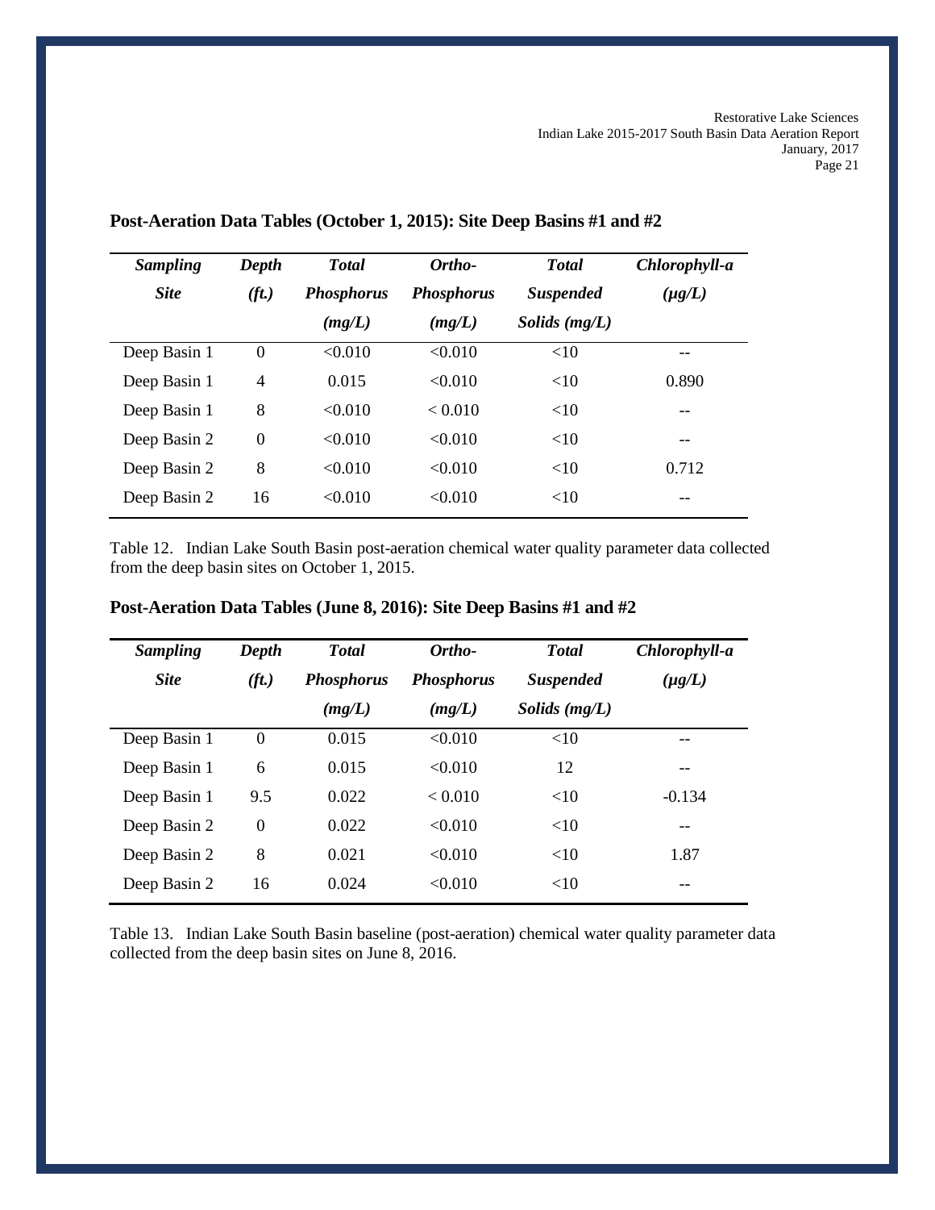**Post-Aeration Data Tables (October 1, 2015): Site Deep Basins #1 and #2**

| *Sampling Site* | *Depth (ft.)* | *Total Phosphorus (mg/L)* | *Ortho-Phosphorus (mg/L)* | *Total Suspended Solids (mg/L)* | *Chlorophyll-a (μg/L)* |
|---|---|---|---|---|---|
| Deep Basin 1 | 0 | <0.010 | <0.010 | <10 | -- |
| Deep Basin 1 | 4 | 0.015 | <0.010 | <10 | 0.890 |
| Deep Basin 1 | 8 | <0.010 | < 0.010 | <10 | -- |
| Deep Basin 2 | 0 | <0.010 | <0.010 | <10 | -- |
| Deep Basin 2 | 8 | <0.010 | <0.010 | <10 | 0.712 |
| Deep Basin 2 | 16 | <0.010 | <0.010 | <10 | -- |

Table 12. Indian Lake South Basin post-aeration chemical water quality parameter data collected from the deep basin sites on October 1, 2015.

**Post-Aeration Data Tables (June 8, 2016): Site Deep Basins #1 and #2**

| *Sampling Site* | *Depth (ft.)* | *Total Phosphorus (mg/L)* | *Ortho-Phosphorus (mg/L)* | *Total Suspended Solids (mg/L)* | *Chlorophyll-a (μg/L)* |
|---|---|---|---|---|---|
| Deep Basin 1 | 0 | 0.015 | <0.010 | <10 | -- |
| Deep Basin 1 | 6 | 0.015 | <0.010 | 12 | -- |
| Deep Basin 1 | 9.5 | 0.022 | < 0.010 | <10 | -0.134 |
| Deep Basin 2 | 0 | 0.022 | <0.010 | <10 | -- |
| Deep Basin 2 | 8 | 0.021 | <0.010 | <10 | 1.87 |
| Deep Basin 2 | 16 | 0.024 | <0.010 | <10 | -- |

Table 13. Indian Lake South Basin baseline (post-aeration) chemical water quality parameter data collected from the deep basin sites on June 8, 2016.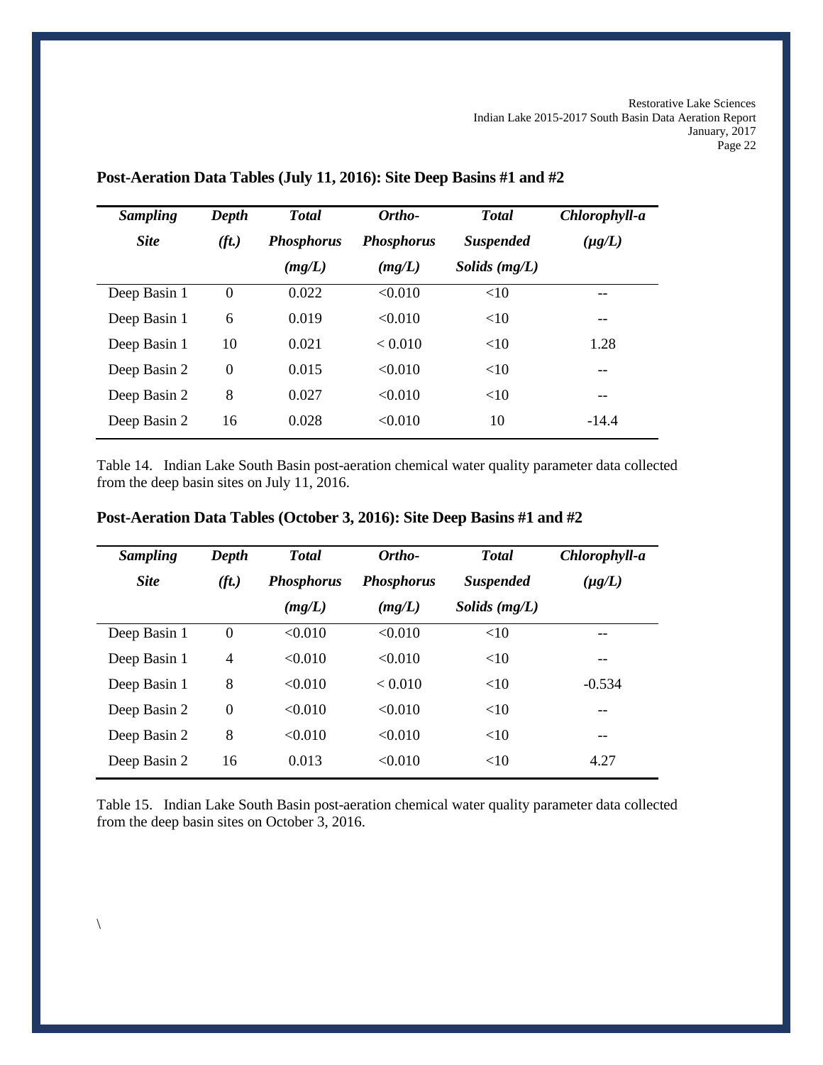## Post-Aeration Data Tables (July 11, 2016): Site Deep Basins #1 and #2

| *Sampling Site* | *Depth (ft.)* | *Total Phosphorus (mg/L)* | *Ortho-Phosphorus (mg/L)* | *Total Suspended Solids (mg/L)* | *Chlorophyll-a (μg/L)* |
|---|---|---|---|---|---|
| Deep Basin 1 | 0 | 0.022 | <0.010 | <10 | -- |
| Deep Basin 1 | 6 | 0.019 | <0.010 | <10 | -- |
| Deep Basin 1 | 10 | 0.021 | < 0.010 | <10 | 1.28 |
| Deep Basin 2 | 0 | 0.015 | <0.010 | <10 | -- |
| Deep Basin 2 | 8 | 0.027 | <0.010 | <10 | -- |
| Deep Basin 2 | 16 | 0.028 | <0.010 | 10 | -14.4 |

Table 14. Indian Lake South Basin post-aeration chemical water quality parameter data collected from the deep basin sites on July 11, 2016.

## Post-Aeration Data Tables (October 3, 2016): Site Deep Basins #1 and #2

| *Sampling Site* | *Depth (ft.)* | *Total Phosphorus (mg/L)* | *Ortho-Phosphorus (mg/L)* | *Total Suspended Solids (mg/L)* | *Chlorophyll-a (μg/L)* |
|---|---|---|---|---|---|
| Deep Basin 1 | 0 | <0.010 | <0.010 | <10 | -- |
| Deep Basin 1 | 4 | <0.010 | <0.010 | <10 | -- |
| Deep Basin 1 | 8 | <0.010 | < 0.010 | <10 | -0.534 |
| Deep Basin 2 | 0 | <0.010 | <0.010 | <10 | -- |
| Deep Basin 2 | 8 | <0.010 | <0.010 | <10 | -- |
| Deep Basin 2 | 16 | 0.013 | <0.010 | <10 | 4.27 |

Table 15. Indian Lake South Basin post-aeration chemical water quality parameter data collected from the deep basin sites on October 3, 2016.

\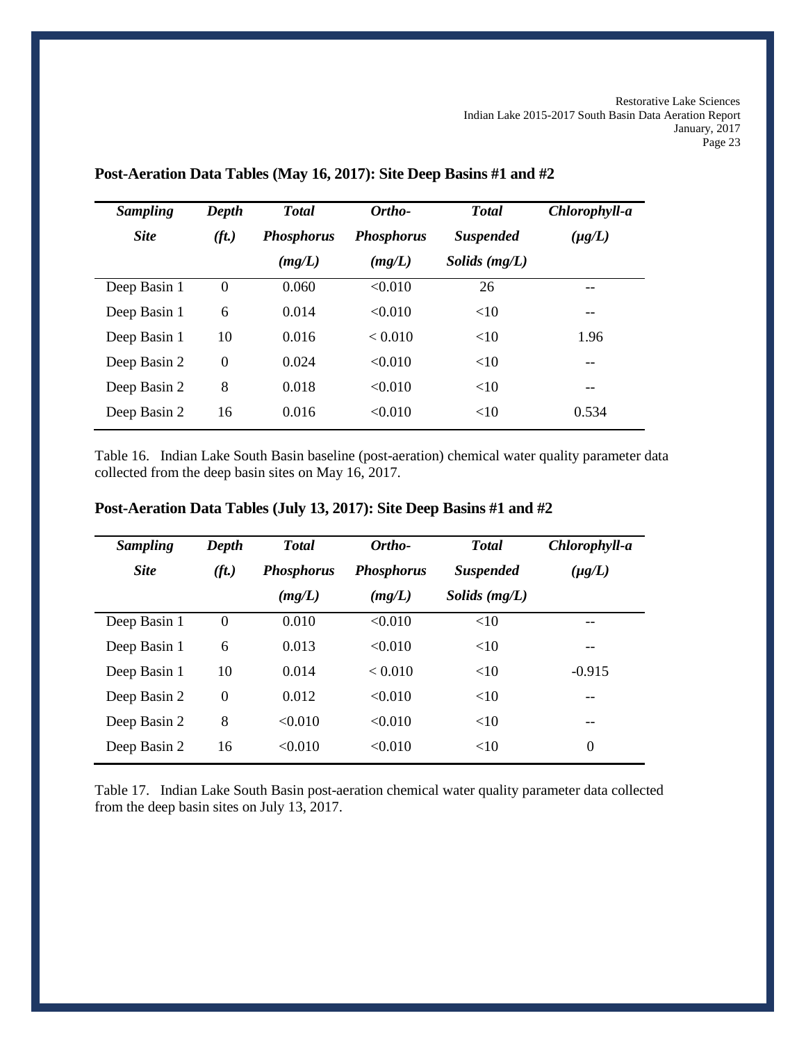## Post-Aeration Data Tables (May 16, 2017): Site Deep Basins #1 and #2

| *Sampling Site* | *Depth (ft.)* | *Total Phosphorus (mg/L)* | *Ortho-Phosphorus (mg/L)* | *Total Suspended Solids (mg/L)* | *Chlorophyll-a (μg/L)* |
|---|---|---|---|---|---|
| Deep Basin 1 | 0 | 0.060 | <0.010 | 26 | -- |
| Deep Basin 1 | 6 | 0.014 | <0.010 | <10 | -- |
| Deep Basin 1 | 10 | 0.016 | < 0.010 | <10 | 1.96 |
| Deep Basin 2 | 0 | 0.024 | <0.010 | <10 | -- |
| Deep Basin 2 | 8 | 0.018 | <0.010 | <10 | -- |
| Deep Basin 2 | 16 | 0.016 | <0.010 | <10 | 0.534 |

Table 16. Indian Lake South Basin baseline (post-aeration) chemical water quality parameter data collected from the deep basin sites on May 16, 2017.

## Post-Aeration Data Tables (July 13, 2017): Site Deep Basins #1 and #2

| *Sampling Site* | *Depth (ft.)* | *Total Phosphorus (mg/L)* | *Ortho-Phosphorus (mg/L)* | *Total Suspended Solids (mg/L)* | *Chlorophyll-a (μg/L)* |
|---|---|---|---|---|---|
| Deep Basin 1 | 0 | 0.010 | <0.010 | <10 | -- |
| Deep Basin 1 | 6 | 0.013 | <0.010 | <10 | -- |
| Deep Basin 1 | 10 | 0.014 | < 0.010 | <10 | -0.915 |
| Deep Basin 2 | 0 | 0.012 | <0.010 | <10 | -- |
| Deep Basin 2 | 8 | <0.010 | <0.010 | <10 | -- |
| Deep Basin 2 | 16 | <0.010 | <0.010 | <10 | 0 |

Table 17. Indian Lake South Basin post-aeration chemical water quality parameter data collected from the deep basin sites on July 13, 2017.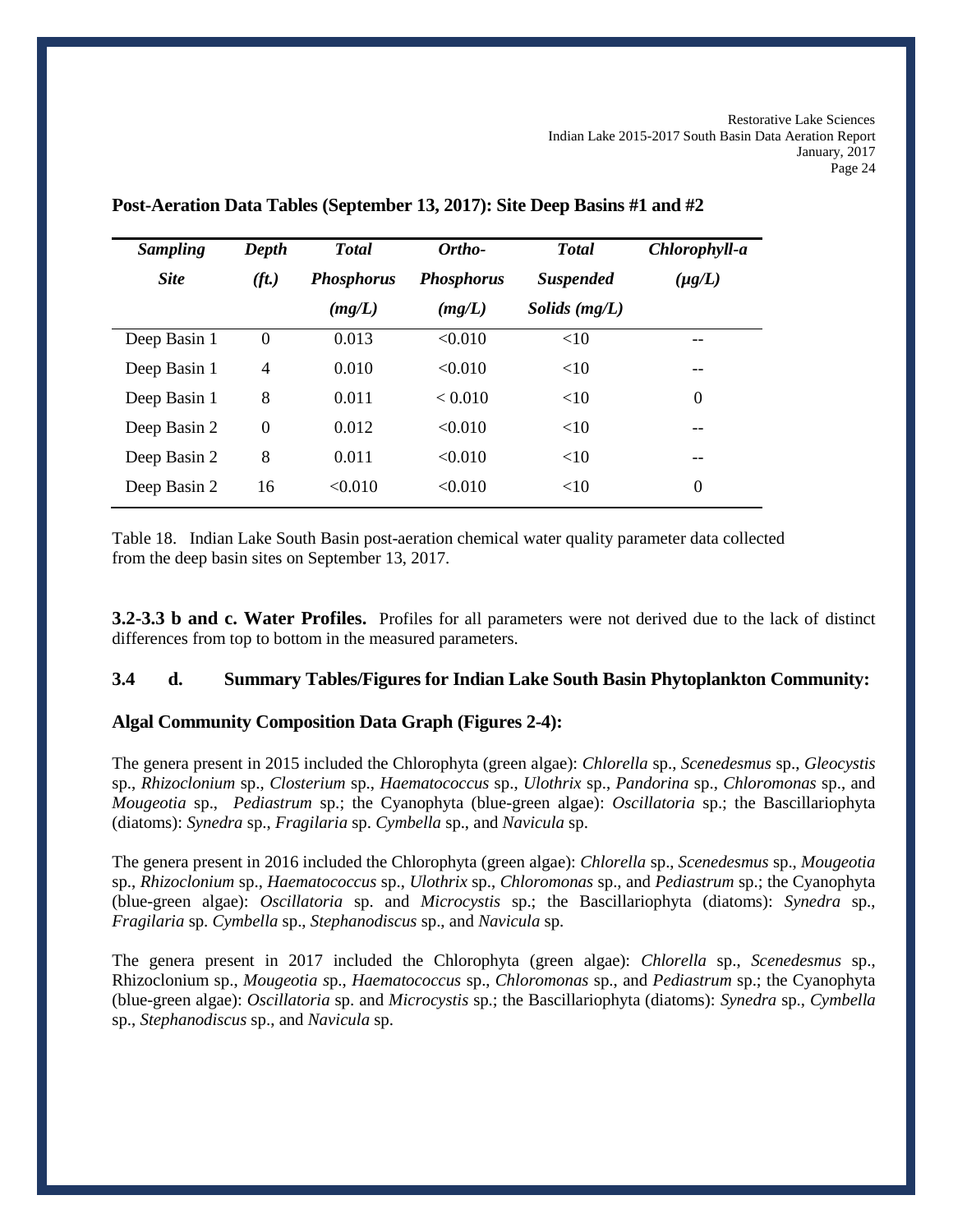**Post-Aeration Data Tables (September 13, 2017): Site Deep Basins #1 and #2**

| *Sampling Site* | *Depth (ft.)* | *Total Phosphorus (mg/L)* | *Ortho-Phosphorus (mg/L)* | *Total Suspended Solids (mg/L)* | *Chlorophyll-a (μg/L)* |
|---|---|---|---|---|---|
| Deep Basin 1 | 0 | 0.013 | <0.010 | <10 | -- |
| Deep Basin 1 | 4 | 0.010 | <0.010 | <10 | -- |
| Deep Basin 1 | 8 | 0.011 | < 0.010 | <10 | 0 |
| Deep Basin 2 | 0 | 0.012 | <0.010 | <10 | -- |
| Deep Basin 2 | 8 | 0.011 | <0.010 | <10 | -- |
| Deep Basin 2 | 16 | <0.010 | <0.010 | <10 | 0 |

Table 18. Indian Lake South Basin post-aeration chemical water quality parameter data collected from the deep basin sites on September 13, 2017.

**3.2-3.3 b and c. Water Profiles.** Profiles for all parameters were not derived due to the lack of distinct differences from top to bottom in the measured parameters.

### 3.4 d. Summary Tables/Figures for Indian Lake South Basin Phytoplankton Community:

### Algal Community Composition Data Graph (Figures 2-4):

The genera present in 2015 included the Chlorophyta (green algae): *Chlorella* sp., *Scenedesmus* sp., *Gleocystis* sp., *Rhizoclonium* sp., *Closterium* sp., *Haematococcus* sp., *Ulothrix* sp., *Pandorina* sp., *Chloromonas* sp., and *Mougeotia* sp., *Pediastrum* sp.; the Cyanophyta (blue-green algae): *Oscillatoria* sp.; the Bascillariophyta (diatoms): *Synedra* sp., *Fragilaria* sp. *Cymbella* sp., and *Navicula* sp.

The genera present in 2016 included the Chlorophyta (green algae): *Chlorella* sp., *Scenedesmus* sp., *Mougeotia* sp., *Rhizoclonium* sp., *Haematococcus* sp., *Ulothrix* sp., *Chloromonas* sp., and *Pediastrum* sp.; the Cyanophyta (blue-green algae): *Oscillatoria* sp. and *Microcystis* sp.; the Bascillariophyta (diatoms): *Synedra* sp., *Fragilaria* sp. *Cymbella* sp., *Stephanodiscus* sp., and *Navicula* sp.

The genera present in 2017 included the Chlorophyta (green algae): *Chlorella* sp., *Scenedesmus* sp., Rhizoclonium sp., *Mougeotia s*p., *Haematococcus* sp., *Chloromonas* sp., and *Pediastrum* sp.; the Cyanophyta (blue-green algae): *Oscillatoria* sp. and *Microcystis* sp.; the Bascillariophyta (diatoms): *Synedra* sp., *Cymbella* sp., *Stephanodiscus* sp., and *Navicula* sp.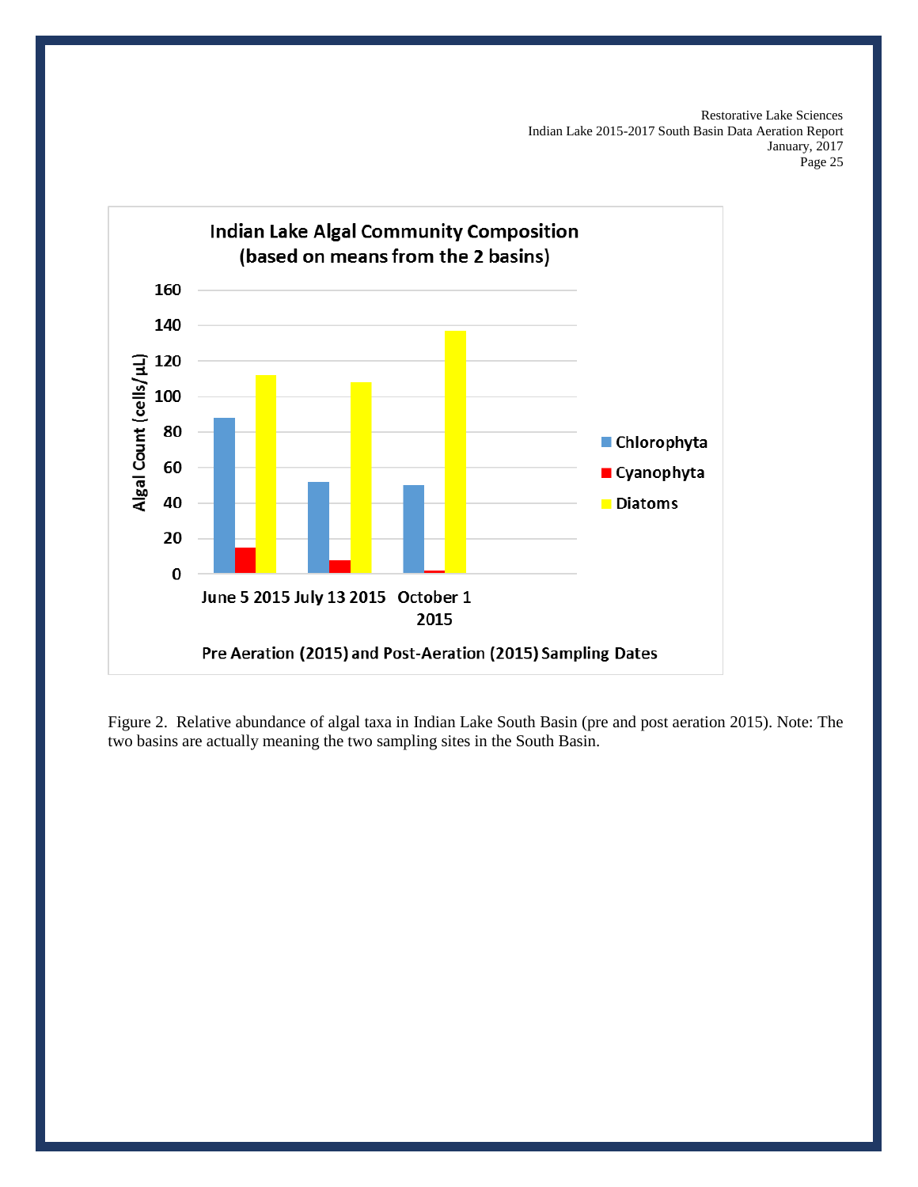Indian Lake Algal Community Composition (based on means from the 2 basins)

Figure 2. Relative abundance of algal taxa in Indian Lake South Basin (pre and post aeration 2015). Note: The two basins are actually meaning the two sampling sites in the South Basin.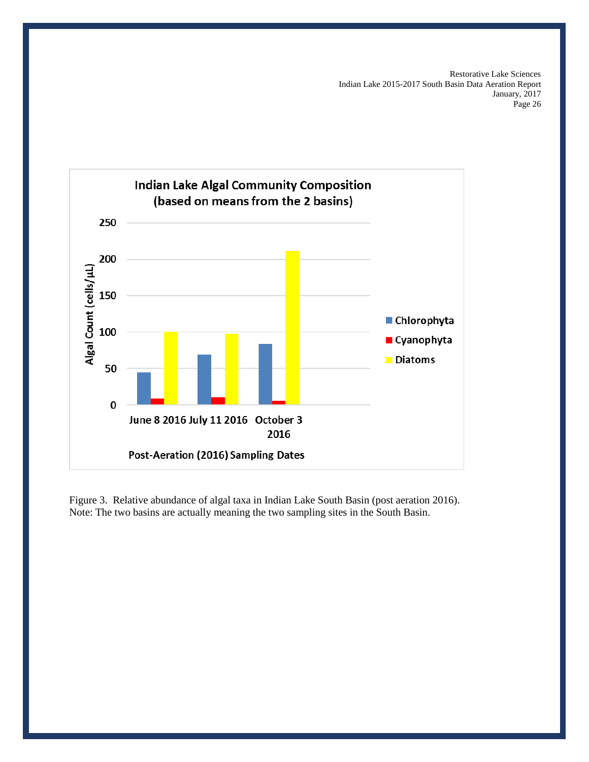Figure 3. Relative abundance of algal taxa in Indian Lake South Basin (post aeration 2016). Note: The two basins are actually meaning the two sampling sites in the South Basin.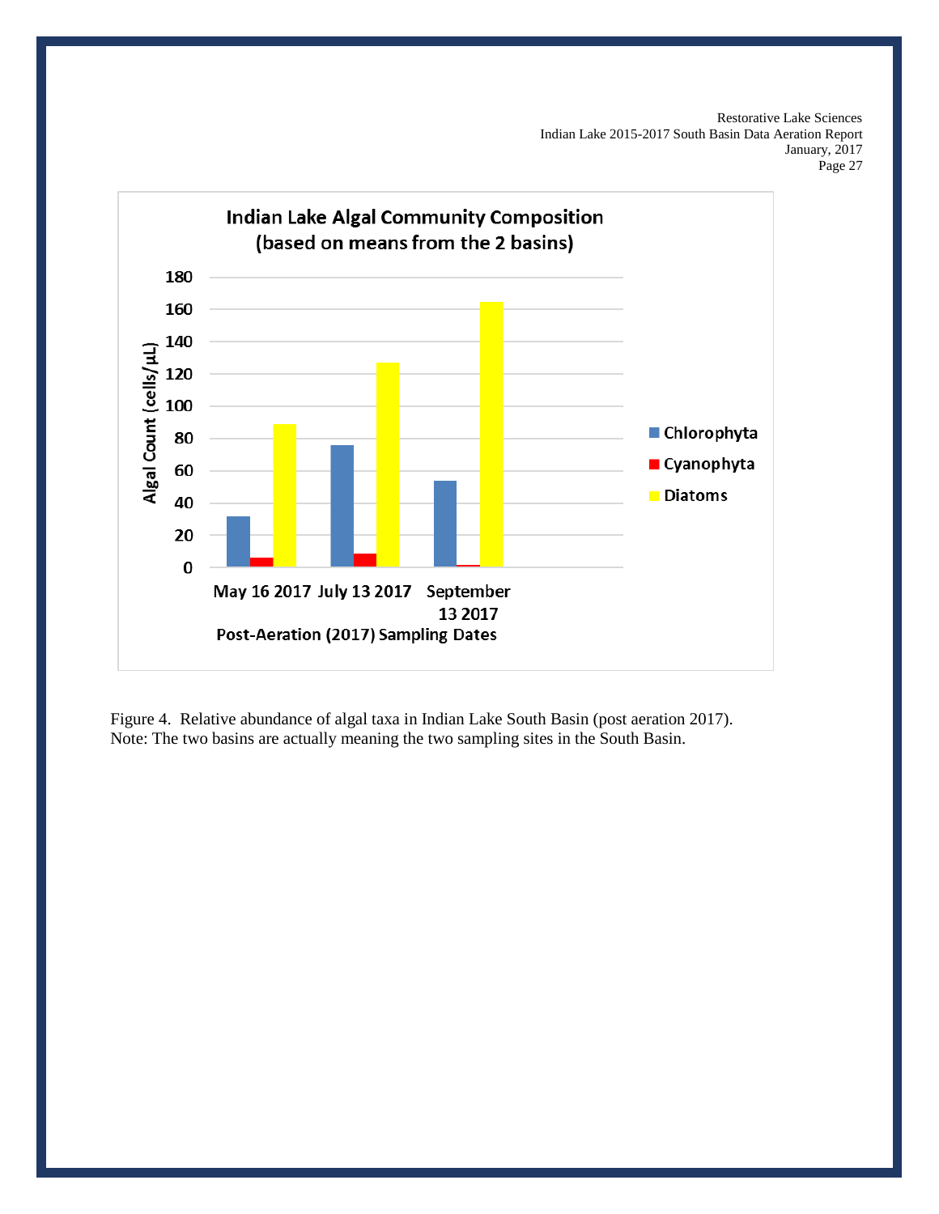Figure 4. Relative abundance of algal taxa in Indian Lake South Basin (post aeration 2017). Note: The two basins are actually meaning the two sampling sites in the South Basin.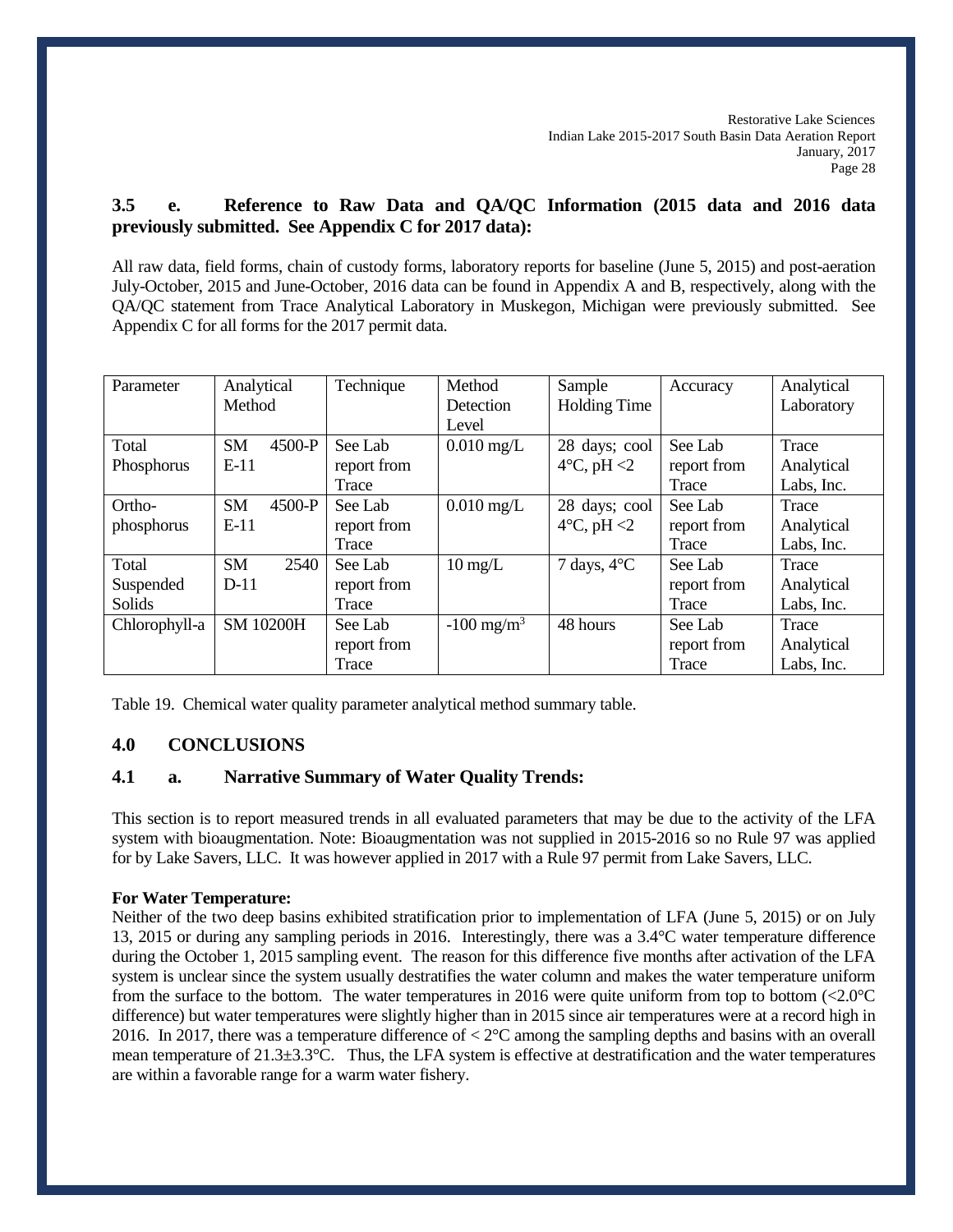### 3.5 e. Reference to Raw Data and QA/QC Information (2015 data and 2016 data previously submitted. See Appendix C for 2017 data):

All raw data, field forms, chain of custody forms, laboratory reports for baseline (June 5, 2015) and post-aeration July-October, 2015 and June-October, 2016 data can be found in Appendix A and B, respectively, along with the QA/QC statement from Trace Analytical Laboratory in Muskegon, Michigan were previously submitted. See Appendix C for all forms for the 2017 permit data.

| Parameter | Analytical Method | Technique | Method Detection Level | Sample Holding Time | Accuracy | Analytical Laboratory |
|---|---|---|---|---|---|---|
| Total Phosphorus | SM 4500-P E-11 | See Lab report from Trace | 0.010 mg/L | 28 days; cool 4°C, pH <2 | See Lab report from Trace | Trace Analytical Labs, Inc. |
| Ortho-phosphorus | SM 4500-P E-11 | See Lab report from Trace | 0.010 mg/L | 28 days; cool 4°C, pH <2 | See Lab report from Trace | Trace Analytical Labs, Inc. |
| Total Suspended Solids | SM 2540 D-11 | See Lab report from Trace | 10 mg/L | 7 days, 4°C | See Lab report from Trace | Trace Analytical Labs, Inc. |
| Chlorophyll-a | SM 10200H | See Lab report from Trace | -100 mg/m$^3$ | 48 hours | See Lab report from Trace | Trace Analytical Labs, Inc. |

Table 19. Chemical water quality parameter analytical method summary table.

## 4.0 CONCLUSIONS

### 4.1 a. Narrative Summary of Water Quality Trends:

This section is to report measured trends in all evaluated parameters that may be due to the activity of the LFA system with bioaugmentation. Note: Bioaugmentation was not supplied in 2015-2016 so no Rule 97 was applied for by Lake Savers, LLC. It was however applied in 2017 with a Rule 97 permit from Lake Savers, LLC.

**For Water Temperature:**
Neither of the two deep basins exhibited stratification prior to implementation of LFA (June 5, 2015) or on July 13, 2015 or during any sampling periods in 2016. Interestingly, there was a 3.4°C water temperature difference during the October 1, 2015 sampling event. The reason for this difference five months after activation of the LFA system is unclear since the system usually destratifies the water column and makes the water temperature uniform from the surface to the bottom. The water temperatures in 2016 were quite uniform from top to bottom (<2.0°C difference) but water temperatures were slightly higher than in 2015 since air temperatures were at a record high in 2016. In 2017, there was a temperature difference of < 2°C among the sampling depths and basins with an overall mean temperature of 21.3±3.3°C. Thus, the LFA system is effective at destratification and the water temperatures are within a favorable range for a warm water fishery.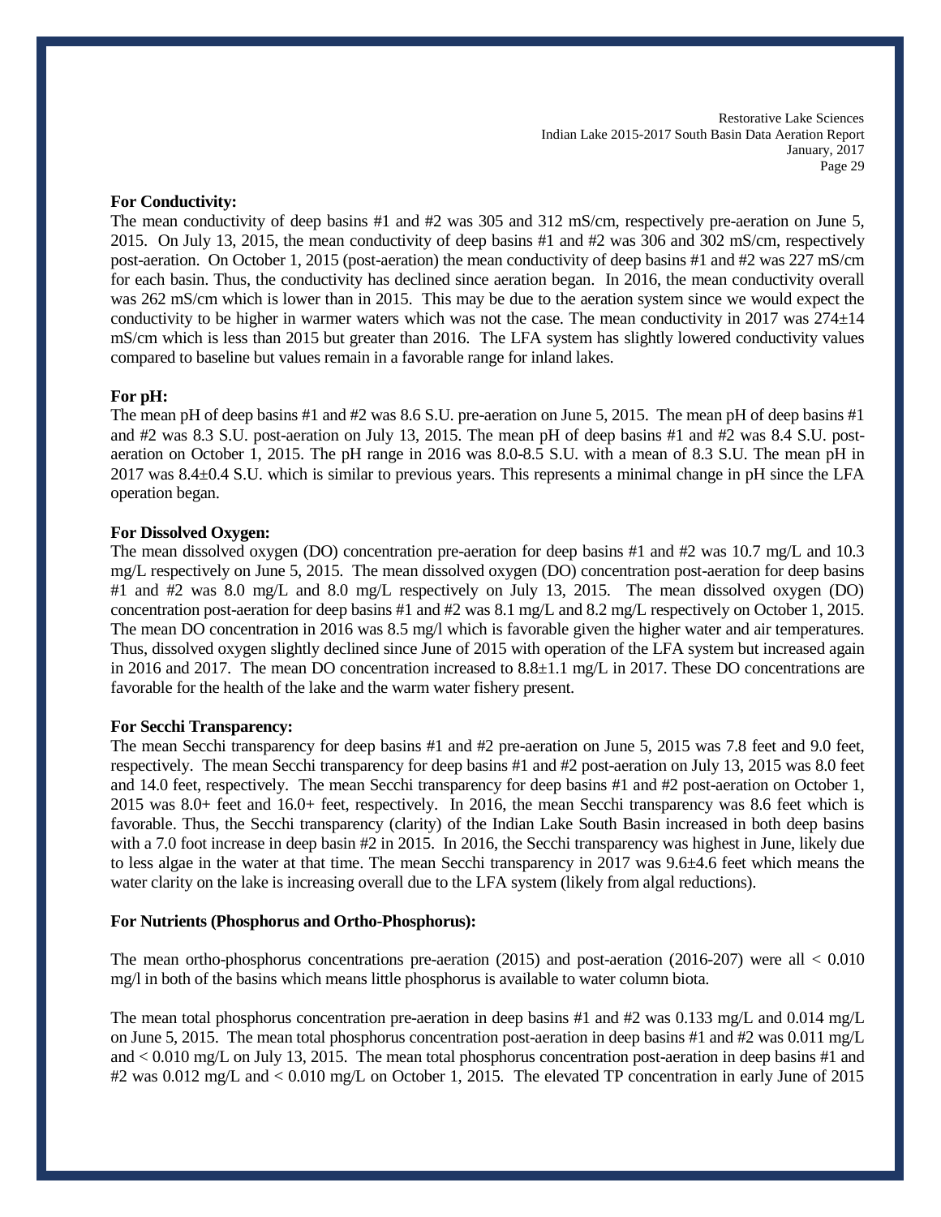**For Conductivity:**

The mean conductivity of deep basins #1 and #2 was 305 and 312 mS/cm, respectively pre-aeration on June 5, 2015. On July 13, 2015, the mean conductivity of deep basins #1 and #2 was 306 and 302 mS/cm, respectively post-aeration. On October 1, 2015 (post-aeration) the mean conductivity of deep basins #1 and #2 was 227 mS/cm for each basin. Thus, the conductivity has declined since aeration began. In 2016, the mean conductivity overall was 262 mS/cm which is lower than in 2015. This may be due to the aeration system since we would expect the conductivity to be higher in warmer waters which was not the case. The mean conductivity in 2017 was 274±14 mS/cm which is less than 2015 but greater than 2016. The LFA system has slightly lowered conductivity values compared to baseline but values remain in a favorable range for inland lakes.

**For pH:**

The mean pH of deep basins #1 and #2 was 8.6 S.U. pre-aeration on June 5, 2015. The mean pH of deep basins #1 and #2 was 8.3 S.U. post-aeration on July 13, 2015. The mean pH of deep basins #1 and #2 was 8.4 S.U. post-aeration on October 1, 2015. The pH range in 2016 was 8.0-8.5 S.U. with a mean of 8.3 S.U. The mean pH in 2017 was 8.4±0.4 S.U. which is similar to previous years. This represents a minimal change in pH since the LFA operation began.

**For Dissolved Oxygen:**

The mean dissolved oxygen (DO) concentration pre-aeration for deep basins #1 and #2 was 10.7 mg/L and 10.3 mg/L respectively on June 5, 2015. The mean dissolved oxygen (DO) concentration post-aeration for deep basins #1 and #2 was 8.0 mg/L and 8.0 mg/L respectively on July 13, 2015. The mean dissolved oxygen (DO) concentration post-aeration for deep basins #1 and #2 was 8.1 mg/L and 8.2 mg/L respectively on October 1, 2015. The mean DO concentration in 2016 was 8.5 mg/l which is favorable given the higher water and air temperatures. Thus, dissolved oxygen slightly declined since June of 2015 with operation of the LFA system but increased again in 2016 and 2017. The mean DO concentration increased to 8.8±1.1 mg/L in 2017. These DO concentrations are favorable for the health of the lake and the warm water fishery present.

**For Secchi Transparency:**

The mean Secchi transparency for deep basins #1 and #2 pre-aeration on June 5, 2015 was 7.8 feet and 9.0 feet, respectively. The mean Secchi transparency for deep basins #1 and #2 post-aeration on July 13, 2015 was 8.0 feet and 14.0 feet, respectively. The mean Secchi transparency for deep basins #1 and #2 post-aeration on October 1, 2015 was 8.0+ feet and 16.0+ feet, respectively. In 2016, the mean Secchi transparency was 8.6 feet which is favorable. Thus, the Secchi transparency (clarity) of the Indian Lake South Basin increased in both deep basins with a 7.0 foot increase in deep basin #2 in 2015. In 2016, the Secchi transparency was highest in June, likely due to less algae in the water at that time. The mean Secchi transparency in 2017 was 9.6±4.6 feet which means the water clarity on the lake is increasing overall due to the LFA system (likely from algal reductions).

**For Nutrients (Phosphorus and Ortho-Phosphorus):**

The mean ortho-phosphorus concentrations pre-aeration (2015) and post-aeration (2016-207) were all < 0.010 mg/l in both of the basins which means little phosphorus is available to water column biota.

The mean total phosphorus concentration pre-aeration in deep basins #1 and #2 was 0.133 mg/L and 0.014 mg/L on June 5, 2015. The mean total phosphorus concentration post-aeration in deep basins #1 and #2 was 0.011 mg/L and < 0.010 mg/L on July 13, 2015. The mean total phosphorus concentration post-aeration in deep basins #1 and #2 was 0.012 mg/L and < 0.010 mg/L on October 1, 2015. The elevated TP concentration in early June of 2015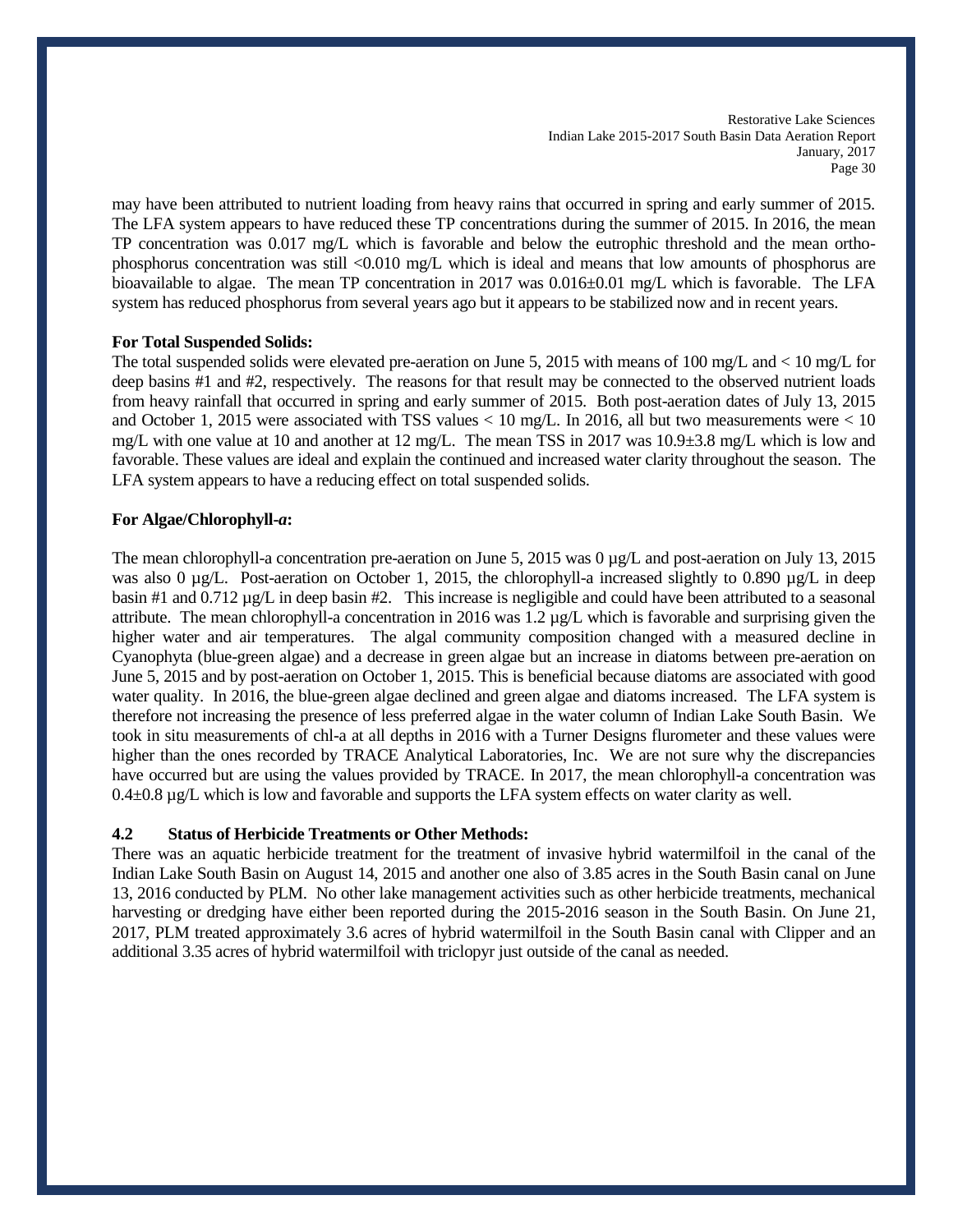may have been attributed to nutrient loading from heavy rains that occurred in spring and early summer of 2015. The LFA system appears to have reduced these TP concentrations during the summer of 2015. In 2016, the mean TP concentration was 0.017 mg/L which is favorable and below the eutrophic threshold and the mean ortho-phosphorus concentration was still <0.010 mg/L which is ideal and means that low amounts of phosphorus are bioavailable to algae. The mean TP concentration in 2017 was 0.016±0.01 mg/L which is favorable. The LFA system has reduced phosphorus from several years ago but it appears to be stabilized now and in recent years.

**For Total Suspended Solids:**

The total suspended solids were elevated pre-aeration on June 5, 2015 with means of 100 mg/L and < 10 mg/L for deep basins #1 and #2, respectively. The reasons for that result may be connected to the observed nutrient loads from heavy rainfall that occurred in spring and early summer of 2015. Both post-aeration dates of July 13, 2015 and October 1, 2015 were associated with TSS values < 10 mg/L. In 2016, all but two measurements were < 10 mg/L with one value at 10 and another at 12 mg/L. The mean TSS in 2017 was 10.9±3.8 mg/L which is low and favorable. These values are ideal and explain the continued and increased water clarity throughout the season. The LFA system appears to have a reducing effect on total suspended solids.

**For Algae/Chlorophyll-*a*:**

The mean chlorophyll-a concentration pre-aeration on June 5, 2015 was 0 µg/L and post-aeration on July 13, 2015 was also 0 µg/L. Post-aeration on October 1, 2015, the chlorophyll-a increased slightly to 0.890 µg/L in deep basin #1 and 0.712 µg/L in deep basin #2. This increase is negligible and could have been attributed to a seasonal attribute. The mean chlorophyll-a concentration in 2016 was 1.2 µg/L which is favorable and surprising given the higher water and air temperatures. The algal community composition changed with a measured decline in Cyanophyta (blue-green algae) and a decrease in green algae but an increase in diatoms between pre-aeration on June 5, 2015 and by post-aeration on October 1, 2015. This is beneficial because diatoms are associated with good water quality. In 2016, the blue-green algae declined and green algae and diatoms increased. The LFA system is therefore not increasing the presence of less preferred algae in the water column of Indian Lake South Basin. We took in situ measurements of chl-a at all depths in 2016 with a Turner Designs flurometer and these values were higher than the ones recorded by TRACE Analytical Laboratories, Inc. We are not sure why the discrepancies have occurred but are using the values provided by TRACE. In 2017, the mean chlorophyll-a concentration was 0.4±0.8 µg/L which is low and favorable and supports the LFA system effects on water clarity as well.

### 4.2 Status of Herbicide Treatments or Other Methods:

There was an aquatic herbicide treatment for the treatment of invasive hybrid watermilfoil in the canal of the Indian Lake South Basin on August 14, 2015 and another one also of 3.85 acres in the South Basin canal on June 13, 2016 conducted by PLM. No other lake management activities such as other herbicide treatments, mechanical harvesting or dredging have either been reported during the 2015-2016 season in the South Basin. On June 21, 2017, PLM treated approximately 3.6 acres of hybrid watermilfoil in the South Basin canal with Clipper and an additional 3.35 acres of hybrid watermilfoil with triclopyr just outside of the canal as needed.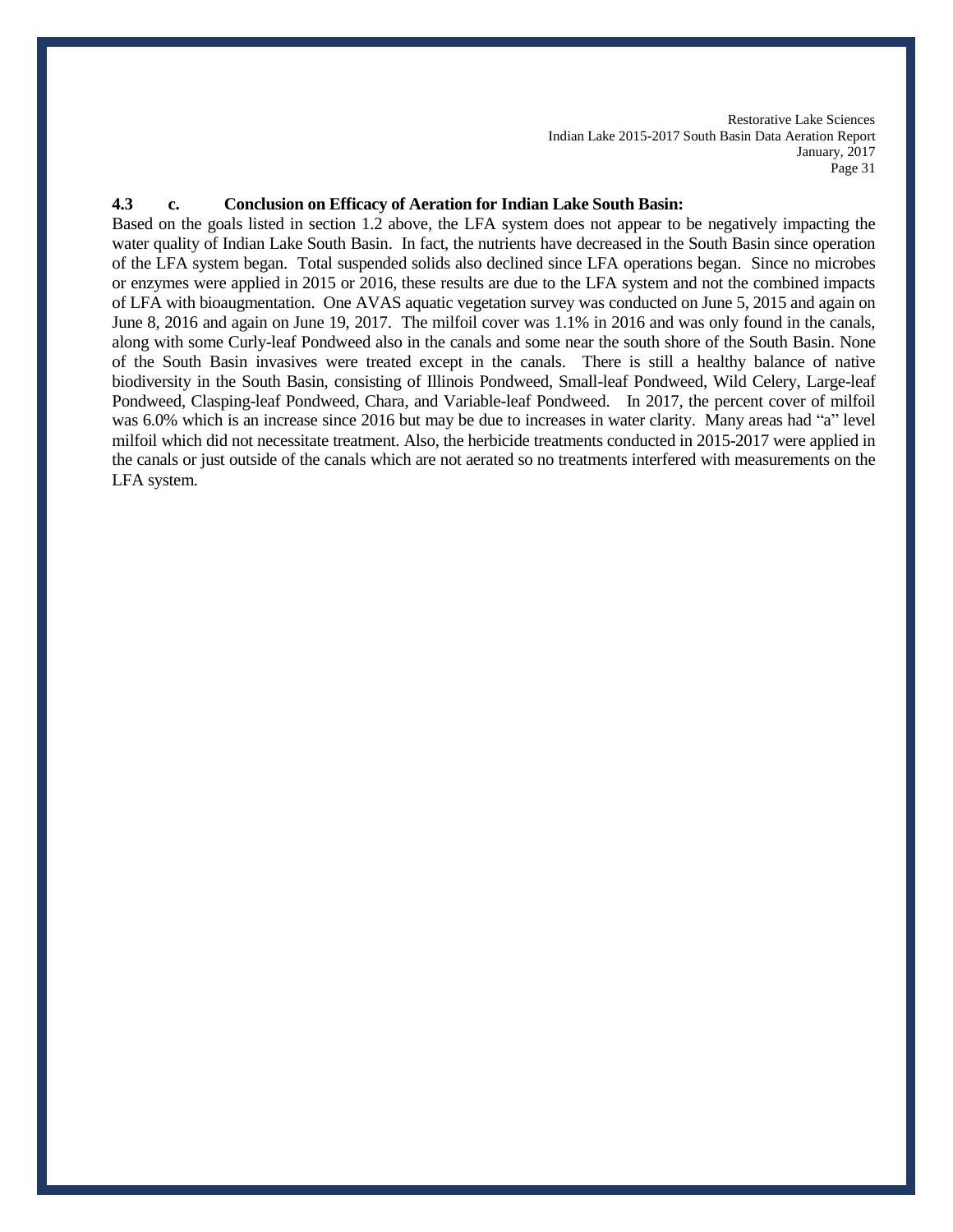### 4.3 c. Conclusion on Efficacy of Aeration for Indian Lake South Basin:

Based on the goals listed in section 1.2 above, the LFA system does not appear to be negatively impacting the water quality of Indian Lake South Basin. In fact, the nutrients have decreased in the South Basin since operation of the LFA system began. Total suspended solids also declined since LFA operations began. Since no microbes or enzymes were applied in 2015 or 2016, these results are due to the LFA system and not the combined impacts of LFA with bioaugmentation. One AVAS aquatic vegetation survey was conducted on June 5, 2015 and again on June 8, 2016 and again on June 19, 2017. The milfoil cover was 1.1% in 2016 and was only found in the canals, along with some Curly-leaf Pondweed also in the canals and some near the south shore of the South Basin. None of the South Basin invasives were treated except in the canals. There is still a healthy balance of native biodiversity in the South Basin, consisting of Illinois Pondweed, Small-leaf Pondweed, Wild Celery, Large-leaf Pondweed, Clasping-leaf Pondweed, Chara, and Variable-leaf Pondweed. In 2017, the percent cover of milfoil was 6.0% which is an increase since 2016 but may be due to increases in water clarity. Many areas had "a" level milfoil which did not necessitate treatment. Also, the herbicide treatments conducted in 2015-2017 were applied in the canals or just outside of the canals which are not aerated so no treatments interfered with measurements on the LFA system.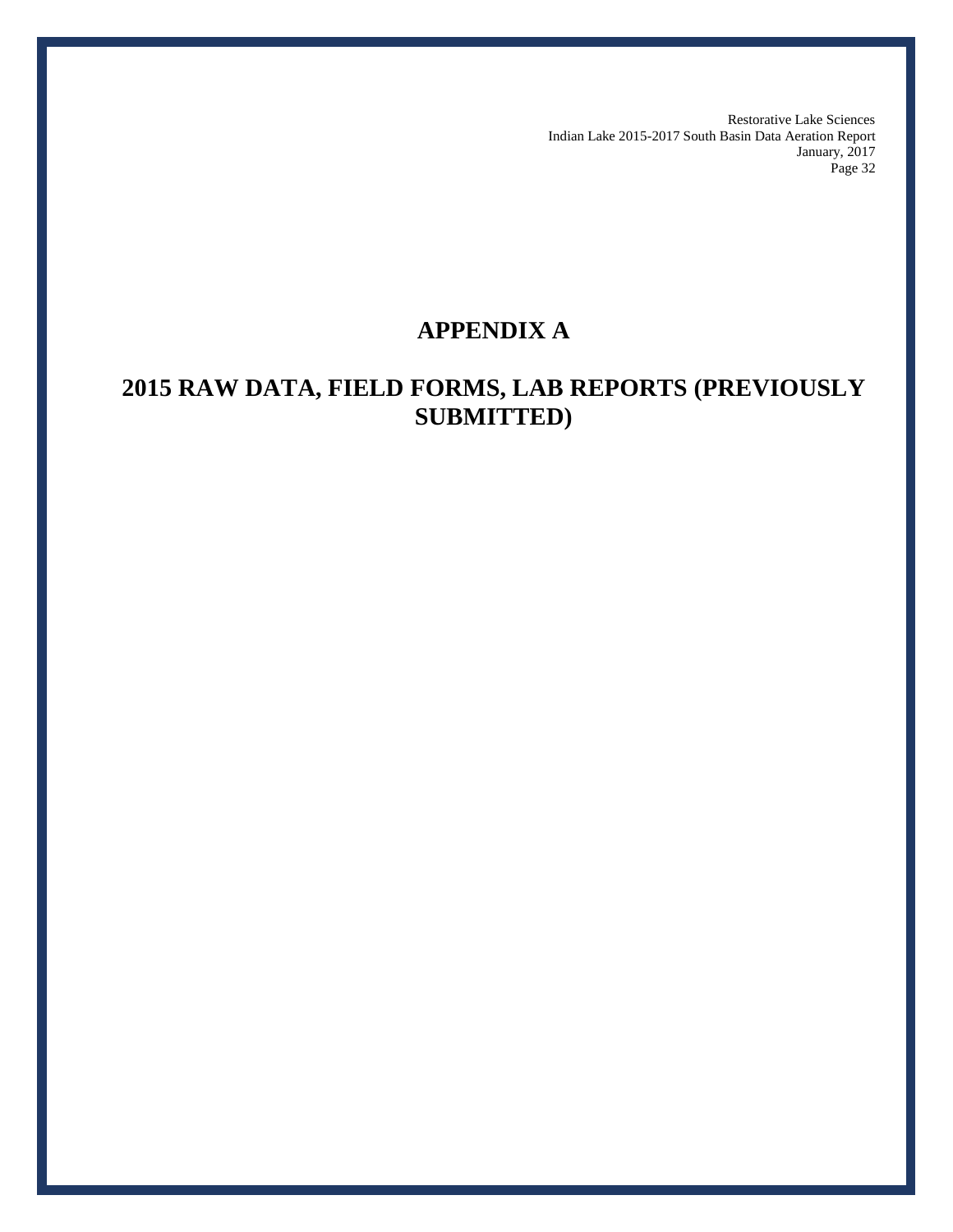# APPENDIX A

## 2015 RAW DATA, FIELD FORMS, LAB REPORTS (PREVIOUSLY SUBMITTED)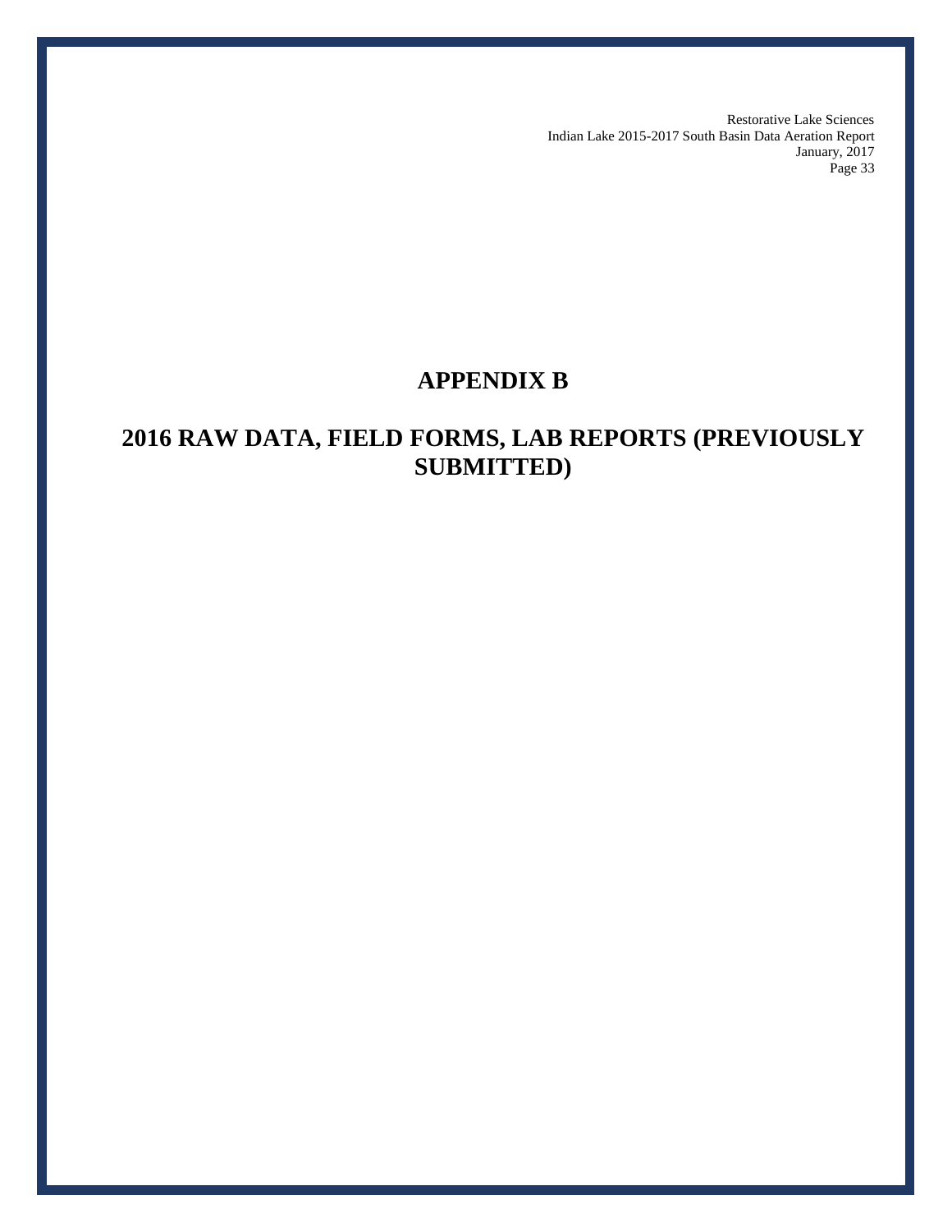# APPENDIX B

# 2016 RAW DATA, FIELD FORMS, LAB REPORTS (PREVIOUSLY SUBMITTED)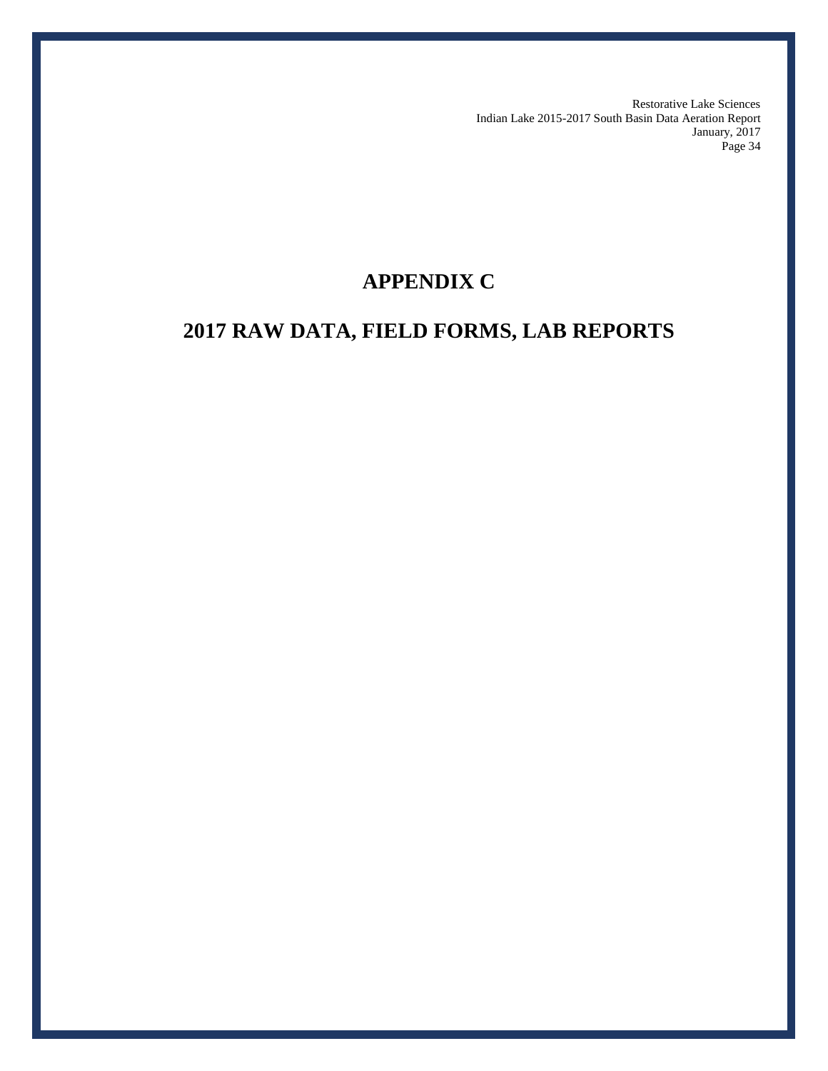# APPENDIX C

# 2017 RAW DATA, FIELD FORMS, LAB REPORTS